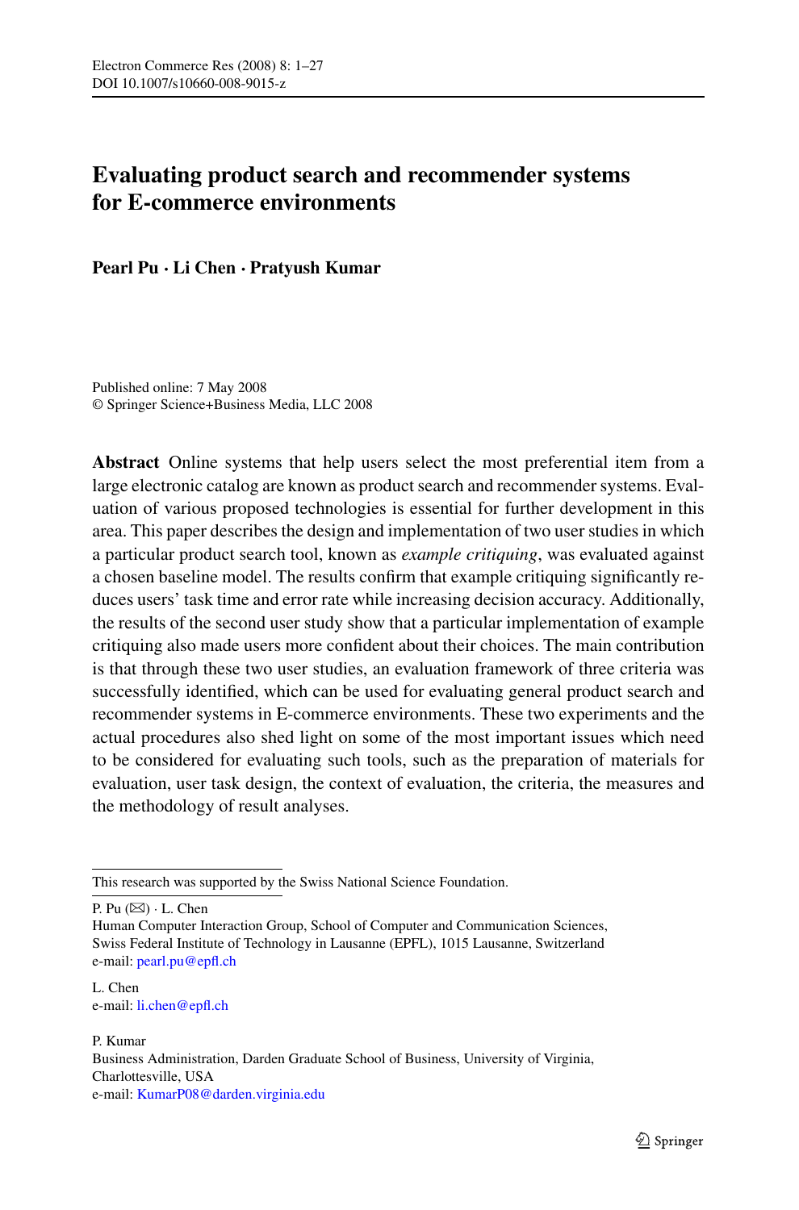# Evaluating product search and recommender systems for E-commerce environments

**Pearl Pu · Li Chen · Pratyush Kumar**

Published online: 7 May 2008
© Springer Science+Business Media, LLC 2008

**Abstract** Online systems that help users select the most preferential item from a large electronic catalog are known as product search and recommender systems. Evaluation of various proposed technologies is essential for further development in this area. This paper describes the design and implementation of two user studies in which a particular product search tool, known as *example critiquing*, was evaluated against a chosen baseline model. The results confirm that example critiquing significantly reduces users' task time and error rate while increasing decision accuracy. Additionally, the results of the second user study show that a particular implementation of example critiquing also made users more confident about their choices. The main contribution is that through these two user studies, an evaluation framework of three criteria was successfully identified, which can be used for evaluating general product search and recommender systems in E-commerce environments. These two experiments and the actual procedures also shed light on some of the most important issues which need to be considered for evaluating such tools, such as the preparation of materials for evaluation, user task design, the context of evaluation, the criteria, the measures and the methodology of result analyses.

---

This research was supported by the Swiss National Science Foundation.

P. Pu (✉) · L. Chen
Human Computer Interaction Group, School of Computer and Communication Sciences, Swiss Federal Institute of Technology in Lausanne (EPFL), 1015 Lausanne, Switzerland
e-mail: pearl.pu@epfl.ch

L. Chen
e-mail: li.chen@epfl.ch

P. Kumar
Business Administration, Darden Graduate School of Business, University of Virginia, Charlottesville, USA
e-mail: KumarP08@darden.virginia.edu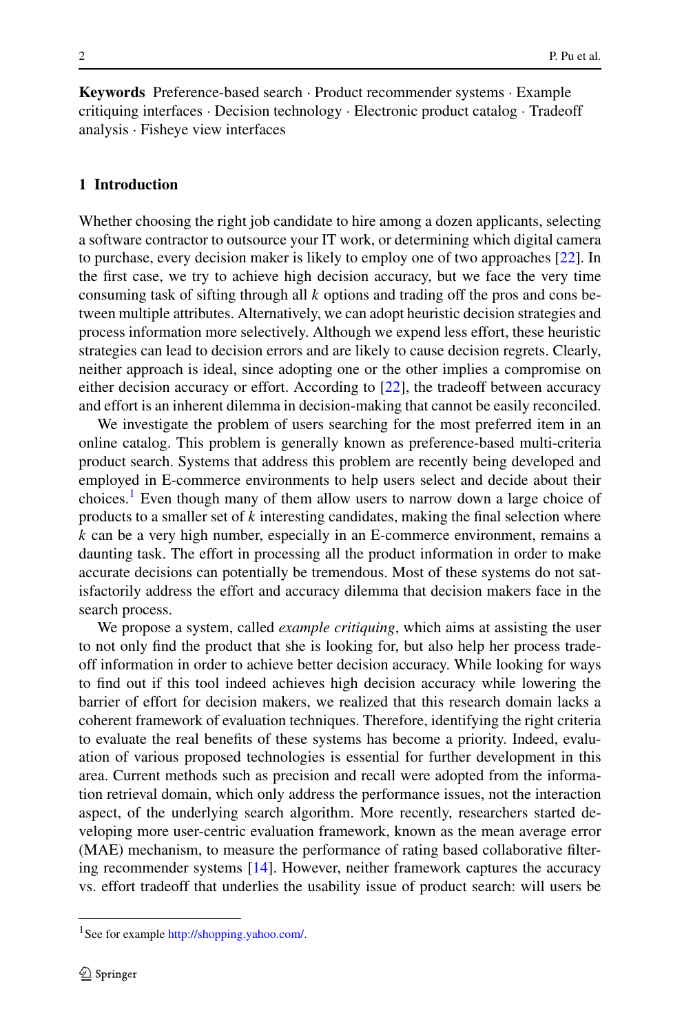**Keywords** Preference-based search · Product recommender systems · Example critiquing interfaces · Decision technology · Electronic product catalog · Tradeoff analysis · Fisheye view interfaces

## 1 Introduction

Whether choosing the right job candidate to hire among a dozen applicants, selecting a software contractor to outsource your IT work, or determining which digital camera to purchase, every decision maker is likely to employ one of two approaches [22]. In the first case, we try to achieve high decision accuracy, but we face the very time consuming task of sifting through all $k$ options and trading off the pros and cons between multiple attributes. Alternatively, we can adopt heuristic decision strategies and process information more selectively. Although we expend less effort, these heuristic strategies can lead to decision errors and are likely to cause decision regrets. Clearly, neither approach is ideal, since adopting one or the other implies a compromise on either decision accuracy or effort. According to [22], the tradeoff between accuracy and effort is an inherent dilemma in decision-making that cannot be easily reconciled.

We investigate the problem of users searching for the most preferred item in an online catalog. This problem is generally known as preference-based multi-criteria product search. Systems that address this problem are recently being developed and employed in E-commerce environments to help users select and decide about their choices.[1] Even though many of them allow users to narrow down a large choice of products to a smaller set of $k$ interesting candidates, making the final selection where $k$ can be a very high number, especially in an E-commerce environment, remains a daunting task. The effort in processing all the product information in order to make accurate decisions can potentially be tremendous. Most of these systems do not satisfactorily address the effort and accuracy dilemma that decision makers face in the search process.

We propose a system, called *example critiquing*, which aims at assisting the user to not only find the product that she is looking for, but also help her process tradeoff information in order to achieve better decision accuracy. While looking for ways to find out if this tool indeed achieves high decision accuracy while lowering the barrier of effort for decision makers, we realized that this research domain lacks a coherent framework of evaluation techniques. Therefore, identifying the right criteria to evaluate the real benefits of these systems has become a priority. Indeed, evaluation of various proposed technologies is essential for further development in this area. Current methods such as precision and recall were adopted from the information retrieval domain, which only address the performance issues, not the interaction aspect, of the underlying search algorithm. More recently, researchers started developing more user-centric evaluation framework, known as the mean average error (MAE) mechanism, to measure the performance of rating based collaborative filtering recommender systems [14]. However, neither framework captures the accuracy vs. effort tradeoff that underlies the usability issue of product search: will users be

[1] See for example http://shopping.yahoo.com/.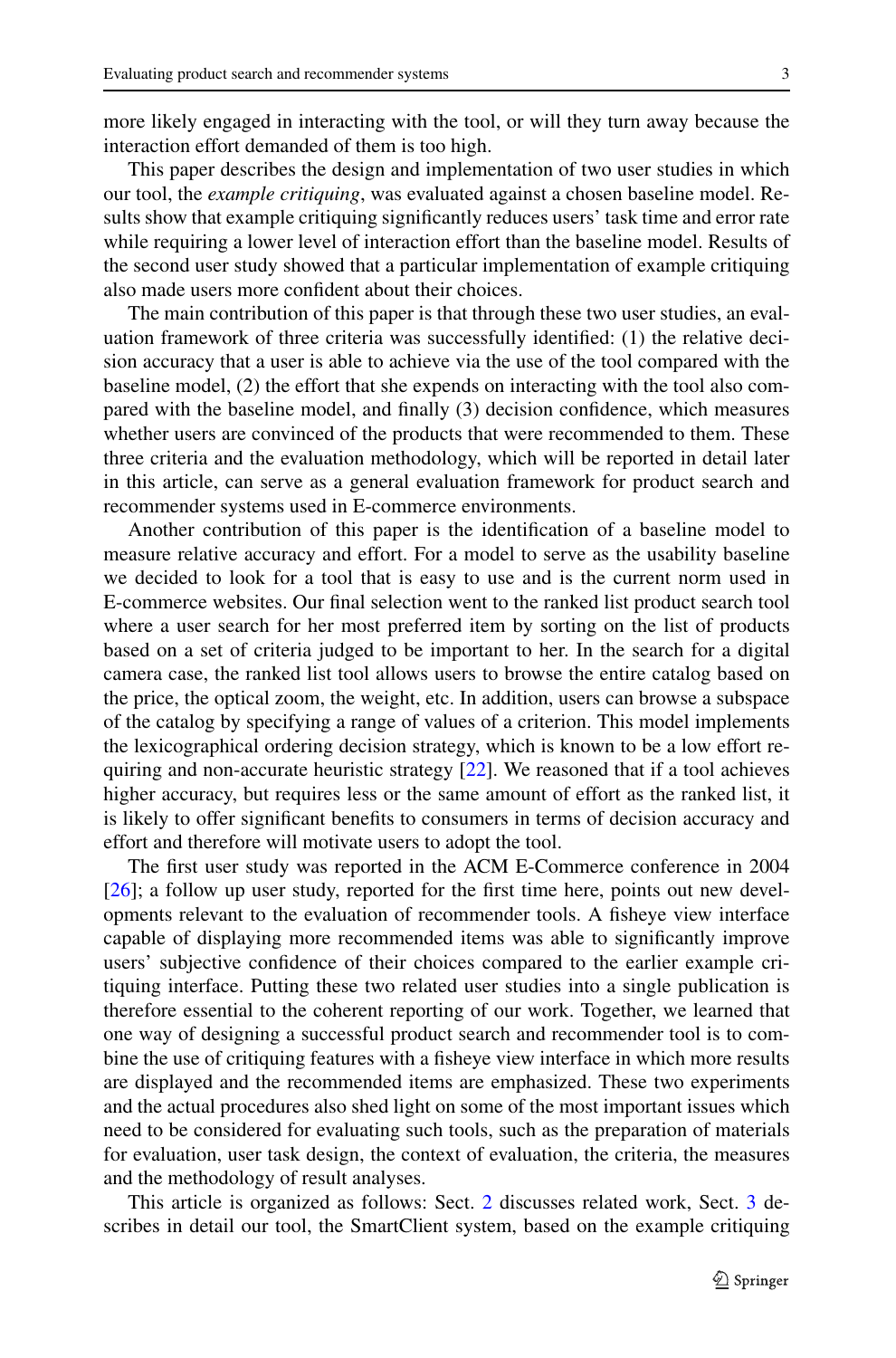more likely engaged in interacting with the tool, or will they turn away because the interaction effort demanded of them is too high.

This paper describes the design and implementation of two user studies in which our tool, the *example critiquing*, was evaluated against a chosen baseline model. Results show that example critiquing significantly reduces users' task time and error rate while requiring a lower level of interaction effort than the baseline model. Results of the second user study showed that a particular implementation of example critiquing also made users more confident about their choices.

The main contribution of this paper is that through these two user studies, an evaluation framework of three criteria was successfully identified: (1) the relative decision accuracy that a user is able to achieve via the use of the tool compared with the baseline model, (2) the effort that she expends on interacting with the tool also compared with the baseline model, and finally (3) decision confidence, which measures whether users are convinced of the products that were recommended to them. These three criteria and the evaluation methodology, which will be reported in detail later in this article, can serve as a general evaluation framework for product search and recommender systems used in E-commerce environments.

Another contribution of this paper is the identification of a baseline model to measure relative accuracy and effort. For a model to serve as the usability baseline we decided to look for a tool that is easy to use and is the current norm used in E-commerce websites. Our final selection went to the ranked list product search tool where a user search for her most preferred item by sorting on the list of products based on a set of criteria judged to be important to her. In the search for a digital camera case, the ranked list tool allows users to browse the entire catalog based on the price, the optical zoom, the weight, etc. In addition, users can browse a subspace of the catalog by specifying a range of values of a criterion. This model implements the lexicographical ordering decision strategy, which is known to be a low effort requiring and non-accurate heuristic strategy [22]. We reasoned that if a tool achieves higher accuracy, but requires less or the same amount of effort as the ranked list, it is likely to offer significant benefits to consumers in terms of decision accuracy and effort and therefore will motivate users to adopt the tool.

The first user study was reported in the ACM E-Commerce conference in 2004 [26]; a follow up user study, reported for the first time here, points out new developments relevant to the evaluation of recommender tools. A fisheye view interface capable of displaying more recommended items was able to significantly improve users' subjective confidence of their choices compared to the earlier example critiquing interface. Putting these two related user studies into a single publication is therefore essential to the coherent reporting of our work. Together, we learned that one way of designing a successful product search and recommender tool is to combine the use of critiquing features with a fisheye view interface in which more results are displayed and the recommended items are emphasized. These two experiments and the actual procedures also shed light on some of the most important issues which need to be considered for evaluating such tools, such as the preparation of materials for evaluation, user task design, the context of evaluation, the criteria, the measures and the methodology of result analyses.

This article is organized as follows: Sect. 2 discusses related work, Sect. 3 describes in detail our tool, the SmartClient system, based on the example critiquing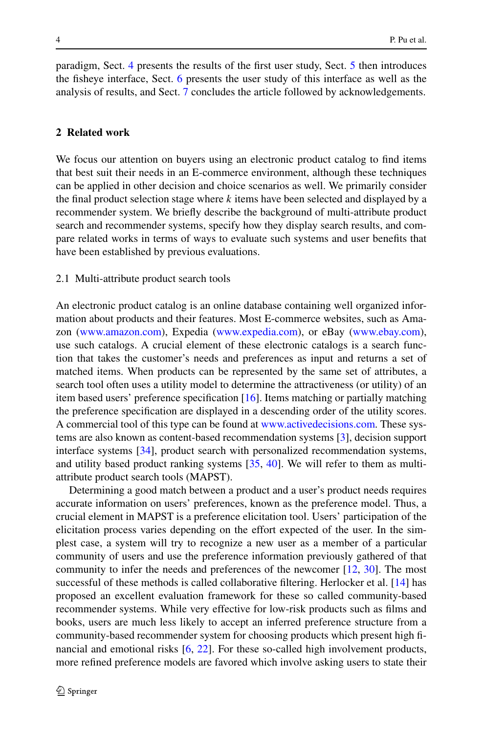paradigm, Sect. 4 presents the results of the first user study, Sect. 5 then introduces the fisheye interface, Sect. 6 presents the user study of this interface as well as the analysis of results, and Sect. 7 concludes the article followed by acknowledgements.

## 2 Related work

We focus our attention on buyers using an electronic product catalog to find items that best suit their needs in an E-commerce environment, although these techniques can be applied in other decision and choice scenarios as well. We primarily consider the final product selection stage where $k$ items have been selected and displayed by a recommender system. We briefly describe the background of multi-attribute product search and recommender systems, specify how they display search results, and compare related works in terms of ways to evaluate such systems and user benefits that have been established by previous evaluations.

### 2.1 Multi-attribute product search tools

An electronic product catalog is an online database containing well organized information about products and their features. Most E-commerce websites, such as Amazon (www.amazon.com), Expedia (www.expedia.com), or eBay (www.ebay.com), use such catalogs. A crucial element of these electronic catalogs is a search function that takes the customer's needs and preferences as input and returns a set of matched items. When products can be represented by the same set of attributes, a search tool often uses a utility model to determine the attractiveness (or utility) of an item based users' preference specification [16]. Items matching or partially matching the preference specification are displayed in a descending order of the utility scores. A commercial tool of this type can be found at www.activedecisions.com. These systems are also known as content-based recommendation systems [3], decision support interface systems [34], product search with personalized recommendation systems, and utility based product ranking systems [35, 40]. We will refer to them as multi-attribute product search tools (MAPST).

Determining a good match between a product and a user's product needs requires accurate information on users' preferences, known as the preference model. Thus, a crucial element in MAPST is a preference elicitation tool. Users' participation of the elicitation process varies depending on the effort expected of the user. In the simplest case, a system will try to recognize a new user as a member of a particular community of users and use the preference information previously gathered of that community to infer the needs and preferences of the newcomer [12, 30]. The most successful of these methods is called collaborative filtering. Herlocker et al. [14] has proposed an excellent evaluation framework for these so called community-based recommender systems. While very effective for low-risk products such as films and books, users are much less likely to accept an inferred preference structure from a community-based recommender system for choosing products which present high financial and emotional risks [6, 22]. For these so-called high involvement products, more refined preference models are favored which involve asking users to state their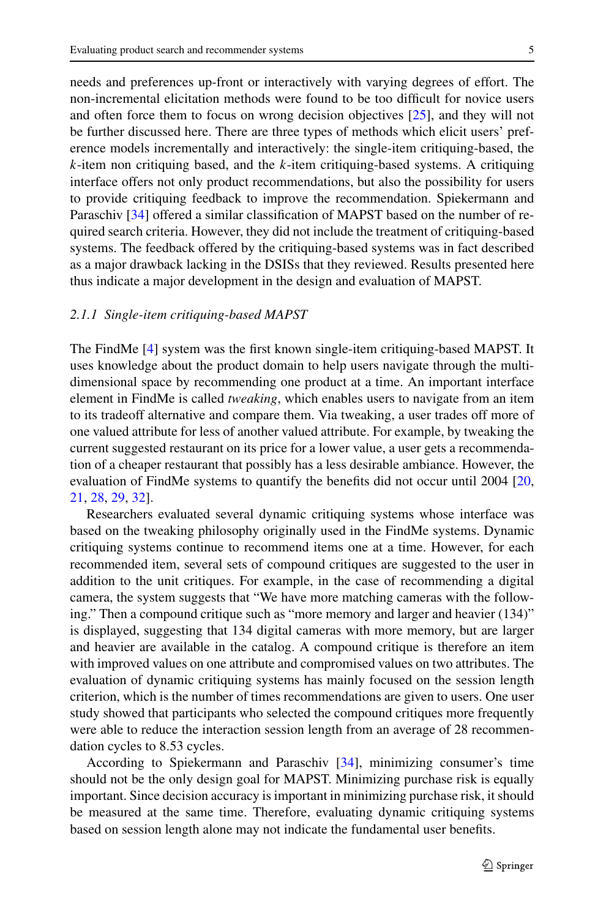needs and preferences up-front or interactively with varying degrees of effort. The non-incremental elicitation methods were found to be too difficult for novice users and often force them to focus on wrong decision objectives [25], and they will not be further discussed here. There are three types of methods which elicit users' preference models incrementally and interactively: the single-item critiquing-based, the $k$-item non critiquing based, and the $k$-item critiquing-based systems. A critiquing interface offers not only product recommendations, but also the possibility for users to provide critiquing feedback to improve the recommendation. Spiekermann and Paraschiv [34] offered a similar classification of MAPST based on the number of required search criteria. However, they did not include the treatment of critiquing-based systems. The feedback offered by the critiquing-based systems was in fact described as a major drawback lacking in the DSISs that they reviewed. Results presented here thus indicate a major development in the design and evaluation of MAPST.

### 2.1.1 Single-item critiquing-based MAPST

The FindMe [4] system was the first known single-item critiquing-based MAPST. It uses knowledge about the product domain to help users navigate through the multi-dimensional space by recommending one product at a time. An important interface element in FindMe is called *tweaking*, which enables users to navigate from an item to its tradeoff alternative and compare them. Via tweaking, a user trades off more of one valued attribute for less of another valued attribute. For example, by tweaking the current suggested restaurant on its price for a lower value, a user gets a recommendation of a cheaper restaurant that possibly has a less desirable ambiance. However, the evaluation of FindMe systems to quantify the benefits did not occur until 2004 [20, 21, 28, 29, 32].

Researchers evaluated several dynamic critiquing systems whose interface was based on the tweaking philosophy originally used in the FindMe systems. Dynamic critiquing systems continue to recommend items one at a time. However, for each recommended item, several sets of compound critiques are suggested to the user in addition to the unit critiques. For example, in the case of recommending a digital camera, the system suggests that "We have more matching cameras with the following." Then a compound critique such as "more memory and larger and heavier (134)" is displayed, suggesting that 134 digital cameras with more memory, but are larger and heavier are available in the catalog. A compound critique is therefore an item with improved values on one attribute and compromised values on two attributes. The evaluation of dynamic critiquing systems has mainly focused on the session length criterion, which is the number of times recommendations are given to users. One user study showed that participants who selected the compound critiques more frequently were able to reduce the interaction session length from an average of 28 recommendation cycles to 8.53 cycles.

According to Spiekermann and Paraschiv [34], minimizing consumer's time should not be the only design goal for MAPST. Minimizing purchase risk is equally important. Since decision accuracy is important in minimizing purchase risk, it should be measured at the same time. Therefore, evaluating dynamic critiquing systems based on session length alone may not indicate the fundamental user benefits.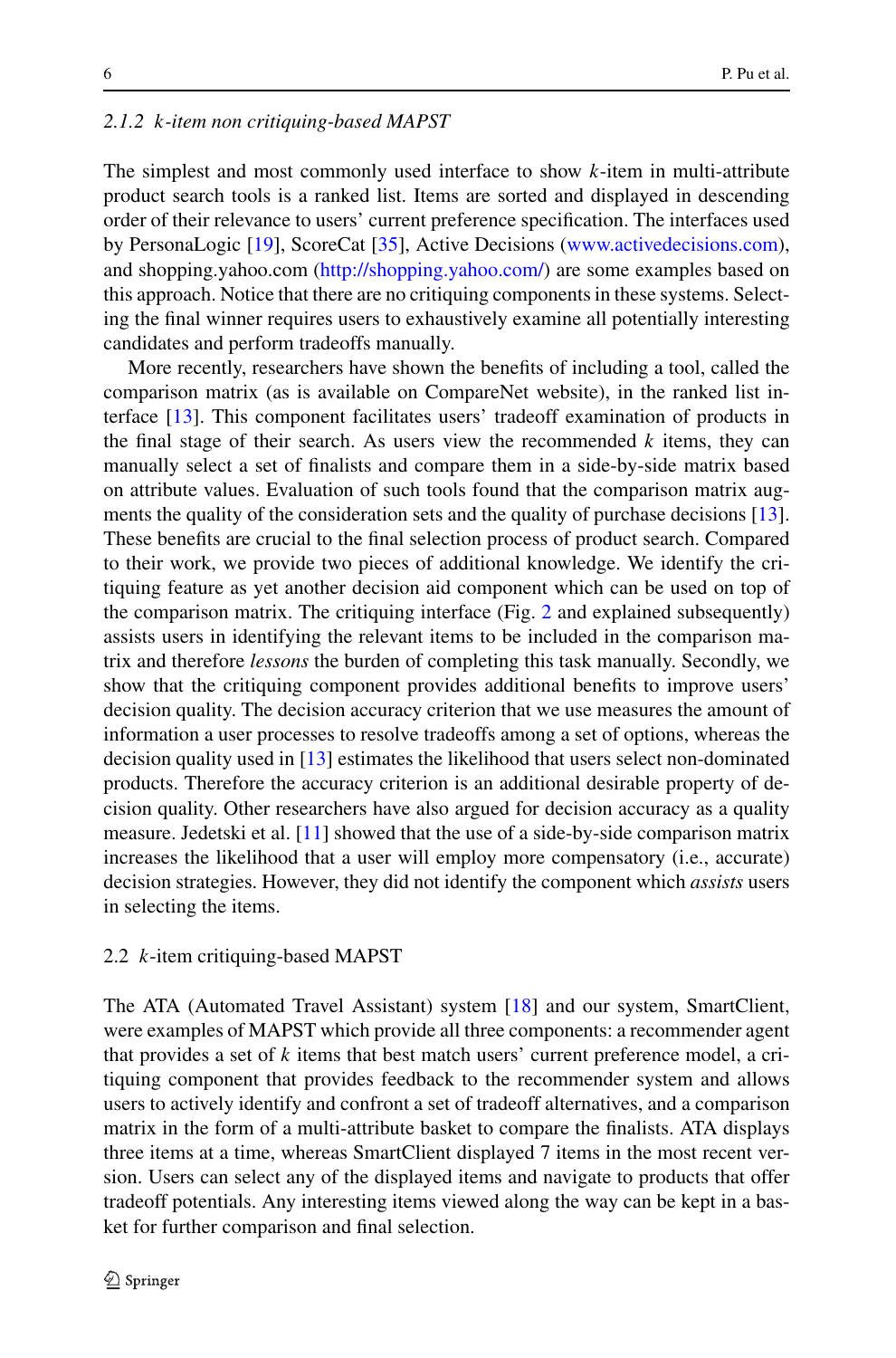### 2.1.2 $k$-item non critiquing-based MAPST

The simplest and most commonly used interface to show $k$-item in multi-attribute product search tools is a ranked list. Items are sorted and displayed in descending order of their relevance to users' current preference specification. The interfaces used by PersonaLogic [19], ScoreCat [35], Active Decisions (www.activedecisions.com), and shopping.yahoo.com (http://shopping.yahoo.com/) are some examples based on this approach. Notice that there are no critiquing components in these systems. Selecting the final winner requires users to exhaustively examine all potentially interesting candidates and perform tradeoffs manually.

More recently, researchers have shown the benefits of including a tool, called the comparison matrix (as is available on CompareNet website), in the ranked list interface [13]. This component facilitates users' tradeoff examination of products in the final stage of their search. As users view the recommended $k$ items, they can manually select a set of finalists and compare them in a side-by-side matrix based on attribute values. Evaluation of such tools found that the comparison matrix augments the quality of the consideration sets and the quality of purchase decisions [13]. These benefits are crucial to the final selection process of product search. Compared to their work, we provide two pieces of additional knowledge. We identify the critiquing feature as yet another decision aid component which can be used on top of the comparison matrix. The critiquing interface (Fig. 2 and explained subsequently) assists users in identifying the relevant items to be included in the comparison matrix and therefore *lessons* the burden of completing this task manually. Secondly, we show that the critiquing component provides additional benefits to improve users' decision quality. The decision accuracy criterion that we use measures the amount of information a user processes to resolve tradeoffs among a set of options, whereas the decision quality used in [13] estimates the likelihood that users select non-dominated products. Therefore the accuracy criterion is an additional desirable property of decision quality. Other researchers have also argued for decision accuracy as a quality measure. Jedetski et al. [11] showed that the use of a side-by-side comparison matrix increases the likelihood that a user will employ more compensatory (i.e., accurate) decision strategies. However, they did not identify the component which *assists* users in selecting the items.

## 2.2 $k$-item critiquing-based MAPST

The ATA (Automated Travel Assistant) system [18] and our system, SmartClient, were examples of MAPST which provide all three components: a recommender agent that provides a set of $k$ items that best match users' current preference model, a critiquing component that provides feedback to the recommender system and allows users to actively identify and confront a set of tradeoff alternatives, and a comparison matrix in the form of a multi-attribute basket to compare the finalists. ATA displays three items at a time, whereas SmartClient displayed 7 items in the most recent version. Users can select any of the displayed items and navigate to products that offer tradeoff potentials. Any interesting items viewed along the way can be kept in a basket for further comparison and final selection.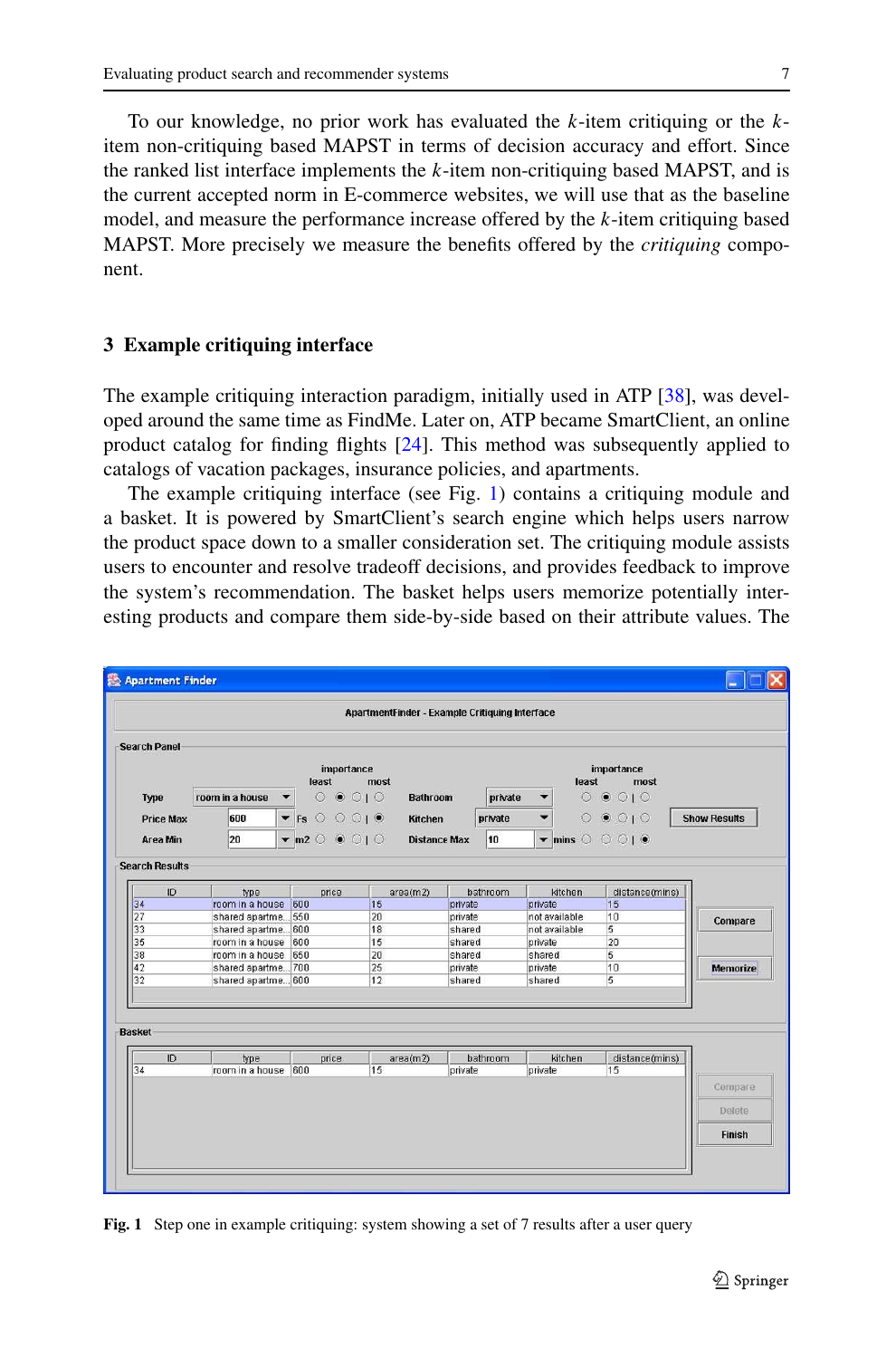To our knowledge, no prior work has evaluated the $k$-item critiquing or the $k$-item non-critiquing based MAPST in terms of decision accuracy and effort. Since the ranked list interface implements the $k$-item non-critiquing based MAPST, and is the current accepted norm in E-commerce websites, we will use that as the baseline model, and measure the performance increase offered by the $k$-item critiquing based MAPST. More precisely we measure the benefits offered by the *critiquing* component.

## 3 Example critiquing interface

The example critiquing interaction paradigm, initially used in ATP [38], was developed around the same time as FindMe. Later on, ATP became SmartClient, an online product catalog for finding flights [24]. This method was subsequently applied to catalogs of vacation packages, insurance policies, and apartments.

The example critiquing interface (see Fig. 1) contains a critiquing module and a basket. It is powered by SmartClient's search engine which helps users narrow the product space down to a smaller consideration set. The critiquing module assists users to encounter and resolve tradeoff decisions, and provides feedback to improve the system's recommendation. The basket helps users memorize potentially interesting products and compare them side-by-side based on their attribute values. The

**Fig. 1** Step one in example critiquing: system showing a set of 7 results after a user query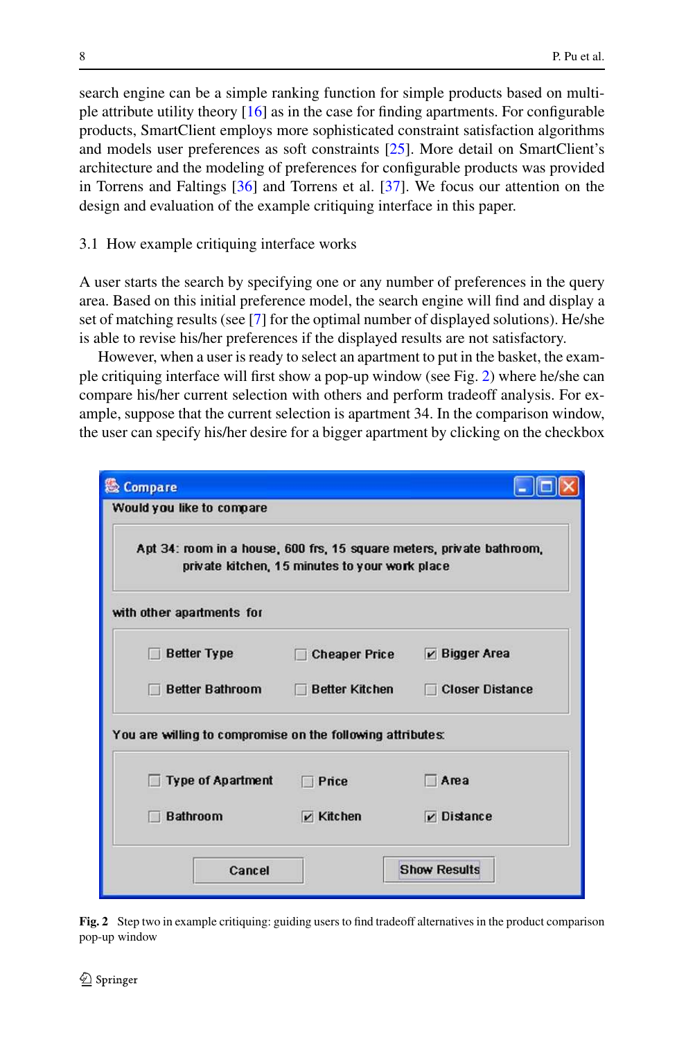search engine can be a simple ranking function for simple products based on multiple attribute utility theory [16] as in the case for finding apartments. For configurable products, SmartClient employs more sophisticated constraint satisfaction algorithms and models user preferences as soft constraints [25]. More detail on SmartClient's architecture and the modeling of preferences for configurable products was provided in Torrens and Faltings [36] and Torrens et al. [37]. We focus our attention on the design and evaluation of the example critiquing interface in this paper.

### 3.1 How example critiquing interface works

A user starts the search by specifying one or any number of preferences in the query area. Based on this initial preference model, the search engine will find and display a set of matching results (see [7] for the optimal number of displayed solutions). He/she is able to revise his/her preferences if the displayed results are not satisfactory.

However, when a user is ready to select an apartment to put in the basket, the example critiquing interface will first show a pop-up window (see Fig. 2) where he/she can compare his/her current selection with others and perform tradeoff analysis. For example, suppose that the current selection is apartment 34. In the comparison window, the user can specify his/her desire for a bigger apartment by clicking on the checkbox

**Fig. 2** Step two in example critiquing: guiding users to find tradeoff alternatives in the product comparison pop-up window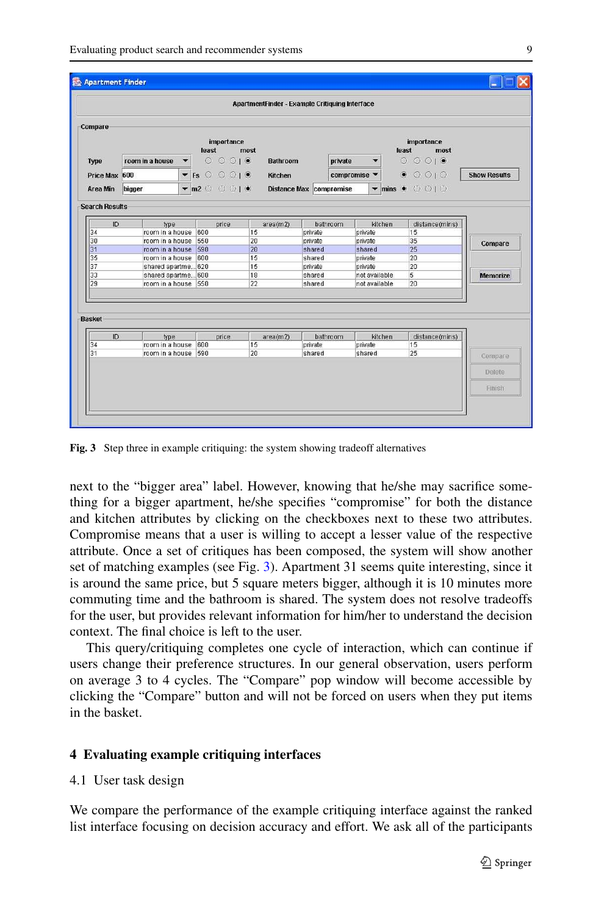**Fig. 3** Step three in example critiquing: the system showing tradeoff alternatives

next to the "bigger area" label. However, knowing that he/she may sacrifice something for a bigger apartment, he/she specifies "compromise" for both the distance and kitchen attributes by clicking on the checkboxes next to these two attributes. Compromise means that a user is willing to accept a lesser value of the respective attribute. Once a set of critiques has been composed, the system will show another set of matching examples (see Fig. 3). Apartment 31 seems quite interesting, since it is around the same price, but 5 square meters bigger, although it is 10 minutes more commuting time and the bathroom is shared. The system does not resolve tradeoffs for the user, but provides relevant information for him/her to understand the decision context. The final choice is left to the user.

This query/critiquing completes one cycle of interaction, which can continue if users change their preference structures. In our general observation, users perform on average 3 to 4 cycles. The "Compare" pop window will become accessible by clicking the "Compare" button and will not be forced on users when they put items in the basket.

## 4 Evaluating example critiquing interfaces

### 4.1 User task design

We compare the performance of the example critiquing interface against the ranked list interface focusing on decision accuracy and effort. We ask all of the participants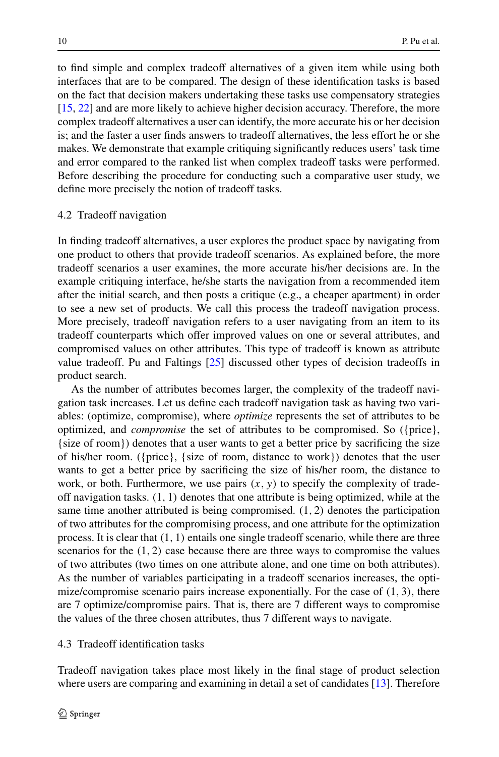to find simple and complex tradeoff alternatives of a given item while using both interfaces that are to be compared. The design of these identification tasks is based on the fact that decision makers undertaking these tasks use compensatory strategies [15, 22] and are more likely to achieve higher decision accuracy. Therefore, the more complex tradeoff alternatives a user can identify, the more accurate his or her decision is; and the faster a user finds answers to tradeoff alternatives, the less effort he or she makes. We demonstrate that example critiquing significantly reduces users' task time and error compared to the ranked list when complex tradeoff tasks were performed. Before describing the procedure for conducting such a comparative user study, we define more precisely the notion of tradeoff tasks.

### 4.2 Tradeoff navigation

In finding tradeoff alternatives, a user explores the product space by navigating from one product to others that provide tradeoff scenarios. As explained before, the more tradeoff scenarios a user examines, the more accurate his/her decisions are. In the example critiquing interface, he/she starts the navigation from a recommended item after the initial search, and then posts a critique (e.g., a cheaper apartment) in order to see a new set of products. We call this process the tradeoff navigation process. More precisely, tradeoff navigation refers to a user navigating from an item to its tradeoff counterparts which offer improved values on one or several attributes, and compromised values on other attributes. This type of tradeoff is known as attribute value tradeoff. Pu and Faltings [25] discussed other types of decision tradeoffs in product search.

As the number of attributes becomes larger, the complexity of the tradeoff navigation task increases. Let us define each tradeoff navigation task as having two variables: (optimize, compromise), where *optimize* represents the set of attributes to be optimized, and *compromise* the set of attributes to be compromised. So ({price}, {size of room}) denotes that a user wants to get a better price by sacrificing the size of his/her room. ({price}, {size of room, distance to work}) denotes that the user wants to get a better price by sacrificing the size of his/her room, the distance to work, or both. Furthermore, we use pairs $(x, y)$ to specify the complexity of tradeoff navigation tasks. $(1, 1)$ denotes that one attribute is being optimized, while at the same time another attributed is being compromised. $(1, 2)$ denotes the participation of two attributes for the compromising process, and one attribute for the optimization process. It is clear that $(1, 1)$ entails one single tradeoff scenario, while there are three scenarios for the $(1, 2)$ case because there are three ways to compromise the values of two attributes (two times on one attribute alone, and one time on both attributes). As the number of variables participating in a tradeoff scenarios increases, the optimize/compromise scenario pairs increase exponentially. For the case of $(1, 3)$, there are 7 optimize/compromise pairs. That is, there are 7 different ways to compromise the values of the three chosen attributes, thus 7 different ways to navigate.

### 4.3 Tradeoff identification tasks

Tradeoff navigation takes place most likely in the final stage of product selection where users are comparing and examining in detail a set of candidates [13]. Therefore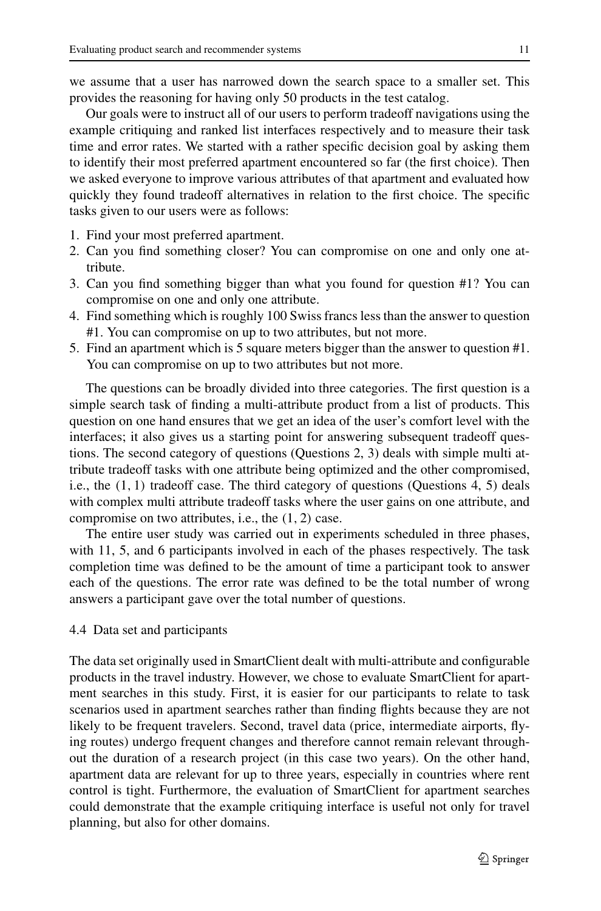we assume that a user has narrowed down the search space to a smaller set. This provides the reasoning for having only 50 products in the test catalog.

Our goals were to instruct all of our users to perform tradeoff navigations using the example critiquing and ranked list interfaces respectively and to measure their task time and error rates. We started with a rather specific decision goal by asking them to identify their most preferred apartment encountered so far (the first choice). Then we asked everyone to improve various attributes of that apartment and evaluated how quickly they found tradeoff alternatives in relation to the first choice. The specific tasks given to our users were as follows:

1. Find your most preferred apartment.
2. Can you find something closer? You can compromise on one and only one attribute.
3. Can you find something bigger than what you found for question #1? You can compromise on one and only one attribute.
4. Find something which is roughly 100 Swiss francs less than the answer to question #1. You can compromise on up to two attributes, but not more.
5. Find an apartment which is 5 square meters bigger than the answer to question #1. You can compromise on up to two attributes but not more.

The questions can be broadly divided into three categories. The first question is a simple search task of finding a multi-attribute product from a list of products. This question on one hand ensures that we get an idea of the user's comfort level with the interfaces; it also gives us a starting point for answering subsequent tradeoff questions. The second category of questions (Questions 2, 3) deals with simple multi attribute tradeoff tasks with one attribute being optimized and the other compromised, i.e., the $(1, 1)$ tradeoff case. The third category of questions (Questions 4, 5) deals with complex multi attribute tradeoff tasks where the user gains on one attribute, and compromise on two attributes, i.e., the $(1, 2)$ case.

The entire user study was carried out in experiments scheduled in three phases, with 11, 5, and 6 participants involved in each of the phases respectively. The task completion time was defined to be the amount of time a participant took to answer each of the questions. The error rate was defined to be the total number of wrong answers a participant gave over the total number of questions.

### 4.4 Data set and participants

The data set originally used in SmartClient dealt with multi-attribute and configurable products in the travel industry. However, we chose to evaluate SmartClient for apartment searches in this study. First, it is easier for our participants to relate to task scenarios used in apartment searches rather than finding flights because they are not likely to be frequent travelers. Second, travel data (price, intermediate airports, flying routes) undergo frequent changes and therefore cannot remain relevant throughout the duration of a research project (in this case two years). On the other hand, apartment data are relevant for up to three years, especially in countries where rent control is tight. Furthermore, the evaluation of SmartClient for apartment searches could demonstrate that the example critiquing interface is useful not only for travel planning, but also for other domains.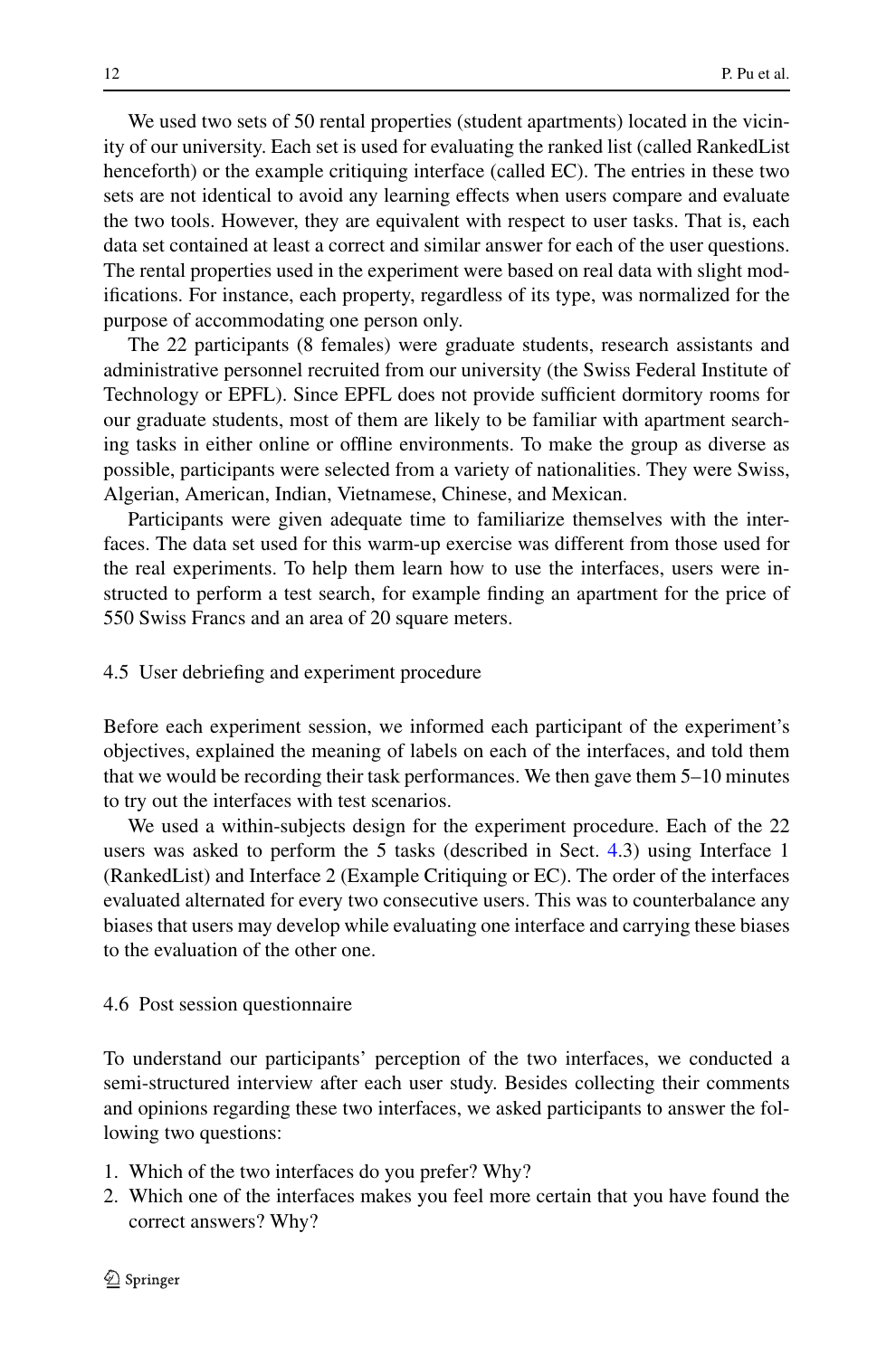We used two sets of 50 rental properties (student apartments) located in the vicinity of our university. Each set is used for evaluating the ranked list (called RankedList henceforth) or the example critiquing interface (called EC). The entries in these two sets are not identical to avoid any learning effects when users compare and evaluate the two tools. However, they are equivalent with respect to user tasks. That is, each data set contained at least a correct and similar answer for each of the user questions. The rental properties used in the experiment were based on real data with slight modifications. For instance, each property, regardless of its type, was normalized for the purpose of accommodating one person only.

The 22 participants (8 females) were graduate students, research assistants and administrative personnel recruited from our university (the Swiss Federal Institute of Technology or EPFL). Since EPFL does not provide sufficient dormitory rooms for our graduate students, most of them are likely to be familiar with apartment searching tasks in either online or offline environments. To make the group as diverse as possible, participants were selected from a variety of nationalities. They were Swiss, Algerian, American, Indian, Vietnamese, Chinese, and Mexican.

Participants were given adequate time to familiarize themselves with the interfaces. The data set used for this warm-up exercise was different from those used for the real experiments. To help them learn how to use the interfaces, users were instructed to perform a test search, for example finding an apartment for the price of 550 Swiss Francs and an area of 20 square meters.

### 4.5 User debriefing and experiment procedure

Before each experiment session, we informed each participant of the experiment's objectives, explained the meaning of labels on each of the interfaces, and told them that we would be recording their task performances. We then gave them 5–10 minutes to try out the interfaces with test scenarios.

We used a within-subjects design for the experiment procedure. Each of the 22 users was asked to perform the 5 tasks (described in Sect. 4.3) using Interface 1 (RankedList) and Interface 2 (Example Critiquing or EC). The order of the interfaces evaluated alternated for every two consecutive users. This was to counterbalance any biases that users may develop while evaluating one interface and carrying these biases to the evaluation of the other one.

### 4.6 Post session questionnaire

To understand our participants' perception of the two interfaces, we conducted a semi-structured interview after each user study. Besides collecting their comments and opinions regarding these two interfaces, we asked participants to answer the following two questions:

1. Which of the two interfaces do you prefer? Why?
2. Which one of the interfaces makes you feel more certain that you have found the correct answers? Why?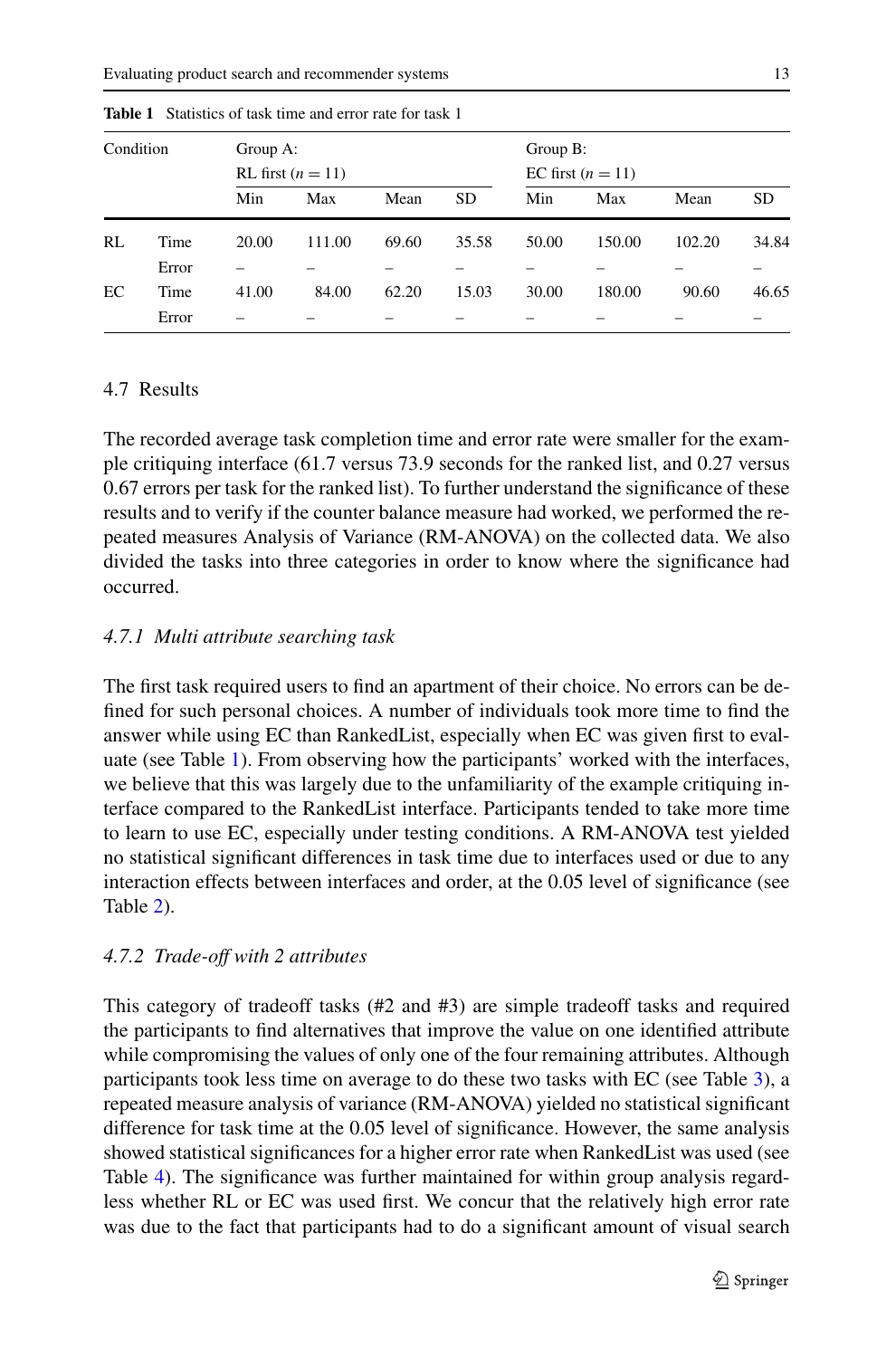**Table 1** Statistics of task time and error rate for task 1

| Condition | | Group A: RL first ($n = 11$) | | | | Group B: EC first ($n = 11$) | | | |
|---|---|---|---|---|---|---|---|---|---|
| | | Min | Max | Mean | SD | Min | Max | Mean | SD |
| RL | Time | 20.00 | 111.00 | 69.60 | 35.58 | 50.00 | 150.00 | 102.20 | 34.84 |
| | Error | – | – | – | – | – | – | – | – |
| EC | Time | 41.00 | 84.00 | 62.20 | 15.03 | 30.00 | 180.00 | 90.60 | 46.65 |
| | Error | – | – | – | – | – | – | – | – |

### 4.7 Results

The recorded average task completion time and error rate were smaller for the example critiquing interface (61.7 versus 73.9 seconds for the ranked list, and 0.27 versus 0.67 errors per task for the ranked list). To further understand the significance of these results and to verify if the counter balance measure had worked, we performed the repeated measures Analysis of Variance (RM-ANOVA) on the collected data. We also divided the tasks into three categories in order to know where the significance had occurred.

#### *4.7.1 Multi attribute searching task*

The first task required users to find an apartment of their choice. No errors can be defined for such personal choices. A number of individuals took more time to find the answer while using EC than RankedList, especially when EC was given first to evaluate (see Table 1). From observing how the participants' worked with the interfaces, we believe that this was largely due to the unfamiliarity of the example critiquing interface compared to the RankedList interface. Participants tended to take more time to learn to use EC, especially under testing conditions. A RM-ANOVA test yielded no statistical significant differences in task time due to interfaces used or due to any interaction effects between interfaces and order, at the 0.05 level of significance (see Table 2).

#### *4.7.2 Trade-off with 2 attributes*

This category of tradeoff tasks (#2 and #3) are simple tradeoff tasks and required the participants to find alternatives that improve the value on one identified attribute while compromising the values of only one of the four remaining attributes. Although participants took less time on average to do these two tasks with EC (see Table 3), a repeated measure analysis of variance (RM-ANOVA) yielded no statistical significant difference for task time at the 0.05 level of significance. However, the same analysis showed statistical significances for a higher error rate when RankedList was used (see Table 4). The significance was further maintained for within group analysis regardless whether RL or EC was used first. We concur that the relatively high error rate was due to the fact that participants had to do a significant amount of visual search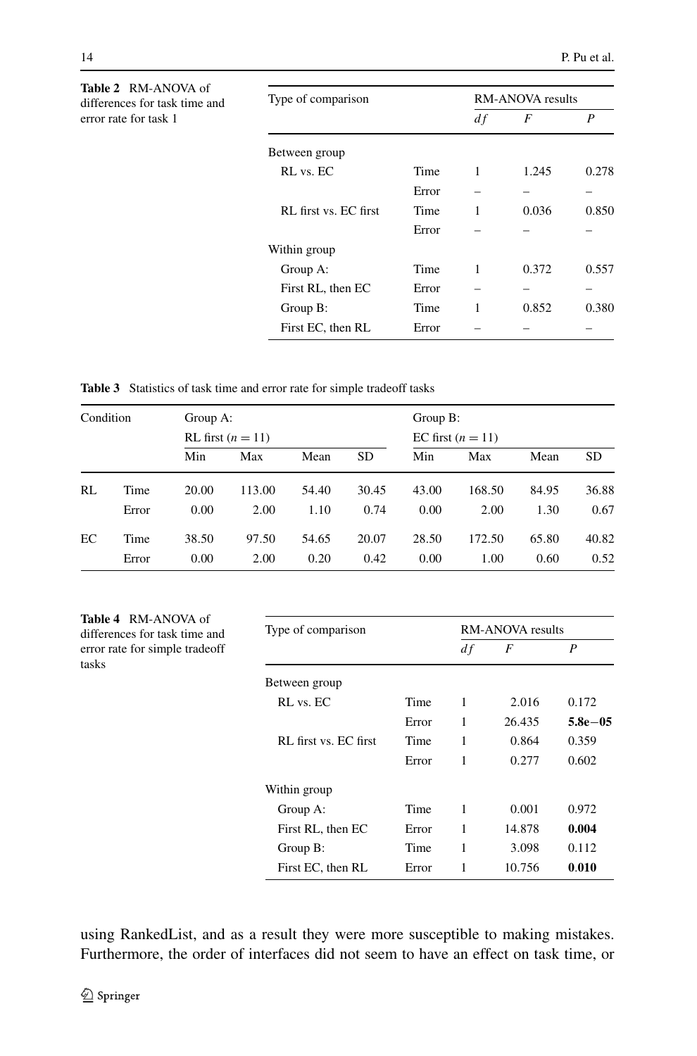**Table 2** RM-ANOVA of differences for task time and error rate for task 1

| Type of comparison | | RM-ANOVA results | | |
|---|---|---|---|---|
| | | *df* | *F* | *P* |
| Between group | | | | |
| RL vs. EC | Time | 1 | 1.245 | 0.278 |
| | Error | – | – | – |
| RL first vs. EC first | Time | 1 | 0.036 | 0.850 |
| | Error | – | – | – |
| Within group | | | | |
| Group A: | Time | 1 | 0.372 | 0.557 |
| First RL, then EC | Error | – | – | – |
| Group B: | Time | 1 | 0.852 | 0.380 |
| First EC, then RL | Error | – | – | – |

**Table 3** Statistics of task time and error rate for simple tradeoff tasks

| Condition | | Group A: RL first ($n = 11$) | | | | Group B: EC first ($n = 11$) | | | |
|---|---|---|---|---|---|---|---|---|---|
| | | Min | Max | Mean | SD | Min | Max | Mean | SD |
| RL | Time | 20.00 | 113.00 | 54.40 | 30.45 | 43.00 | 168.50 | 84.95 | 36.88 |
| | Error | 0.00 | 2.00 | 1.10 | 0.74 | 0.00 | 2.00 | 1.30 | 0.67 |
| EC | Time | 38.50 | 97.50 | 54.65 | 20.07 | 28.50 | 172.50 | 65.80 | 40.82 |
| | Error | 0.00 | 2.00 | 0.20 | 0.42 | 0.00 | 1.00 | 0.60 | 0.52 |

**Table 4** RM-ANOVA of differences for task time and error rate for simple tradeoff tasks

| Type of comparison | | RM-ANOVA results | | |
|---|---|---|---|---|
| | | *df* | *F* | *P* |
| Between group | | | | |
| RL vs. EC | Time | 1 | 2.016 | 0.172 |
| | Error | 1 | 26.435 | **5.8e−05** |
| RL first vs. EC first | Time | 1 | 0.864 | 0.359 |
| | Error | 1 | 0.277 | 0.602 |
| Within group | | | | |
| Group A: | Time | 1 | 0.001 | 0.972 |
| First RL, then EC | Error | 1 | 14.878 | **0.004** |
| Group B: | Time | 1 | 3.098 | 0.112 |
| First EC, then RL | Error | 1 | 10.756 | **0.010** |

using RankedList, and as a result they were more susceptible to making mistakes. Furthermore, the order of interfaces did not seem to have an effect on task time, or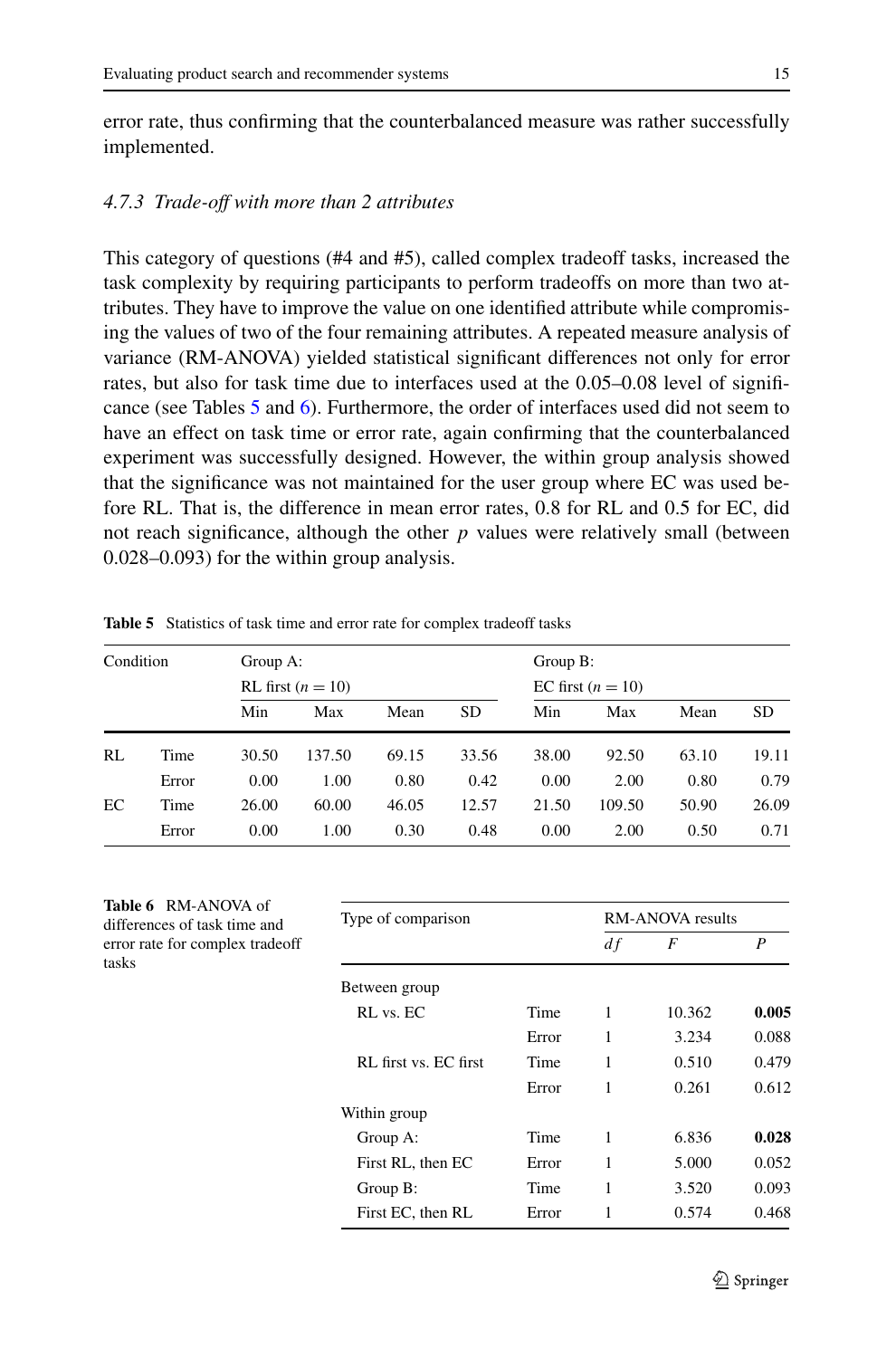error rate, thus confirming that the counterbalanced measure was rather successfully implemented.

#### *4.7.3 Trade-off with more than 2 attributes*

This category of questions (#4 and #5), called complex tradeoff tasks, increased the task complexity by requiring participants to perform tradeoffs on more than two attributes. They have to improve the value on one identified attribute while compromising the values of two of the four remaining attributes. A repeated measure analysis of variance (RM-ANOVA) yielded statistical significant differences not only for error rates, but also for task time due to interfaces used at the 0.05–0.08 level of significance (see Tables 5 and 6). Furthermore, the order of interfaces used did not seem to have an effect on task time or error rate, again confirming that the counterbalanced experiment was successfully designed. However, the within group analysis showed that the significance was not maintained for the user group where EC was used before RL. That is, the difference in mean error rates, 0.8 for RL and 0.5 for EC, did not reach significance, although the other $p$ values were relatively small (between 0.028–0.093) for the within group analysis.

**Table 5** Statistics of task time and error rate for complex tradeoff tasks

| Condition | | Group A: RL first ($n = 10$) | | | | Group B: EC first ($n = 10$) | | | |
|---|---|---|---|---|---|---|---|---|---|
| | | Min | Max | Mean | SD | Min | Max | Mean | SD |
| RL | Time | 30.50 | 137.50 | 69.15 | 33.56 | 38.00 | 92.50 | 63.10 | 19.11 |
| | Error | 0.00 | 1.00 | 0.80 | 0.42 | 0.00 | 2.00 | 0.80 | 0.79 |
| EC | Time | 26.00 | 60.00 | 46.05 | 12.57 | 21.50 | 109.50 | 50.90 | 26.09 |
| | Error | 0.00 | 1.00 | 0.30 | 0.48 | 0.00 | 2.00 | 0.50 | 0.71 |

**Table 6** RM-ANOVA of differences of task time and error rate for complex tradeoff tasks

| Type of comparison | | RM-ANOVA results | | |
|---|---|---|---|---|
| | | $df$ | $F$ | $P$ |
| Between group | | | | |
| RL vs. EC | Time | 1 | 10.362 | **0.005** |
| | Error | 1 | 3.234 | 0.088 |
| RL first vs. EC first | Time | 1 | 0.510 | 0.479 |
| | Error | 1 | 0.261 | 0.612 |
| Within group | | | | |
| Group A: | Time | 1 | 6.836 | **0.028** |
| First RL, then EC | Error | 1 | 5.000 | 0.052 |
| Group B: | Time | 1 | 3.520 | 0.093 |
| First EC, then RL | Error | 1 | 0.574 | 0.468 |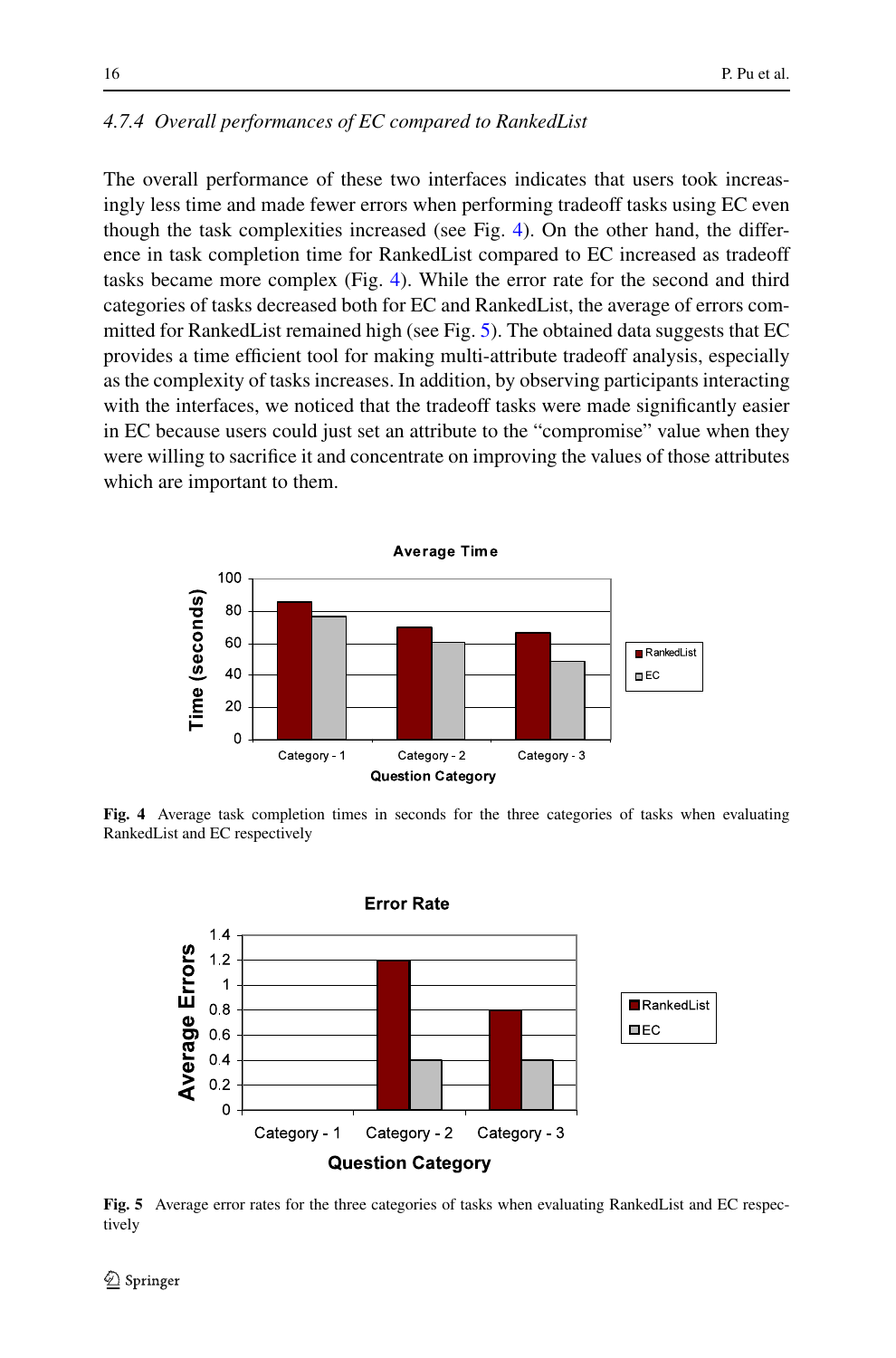### 4.7.4 Overall performances of EC compared to RankedList

The overall performance of these two interfaces indicates that users took increasingly less time and made fewer errors when performing tradeoff tasks using EC even though the task complexities increased (see Fig. 4). On the other hand, the difference in task completion time for RankedList compared to EC increased as tradeoff tasks became more complex (Fig. 4). While the error rate for the second and third categories of tasks decreased both for EC and RankedList, the average of errors committed for RankedList remained high (see Fig. 5). The obtained data suggests that EC provides a time efficient tool for making multi-attribute tradeoff analysis, especially as the complexity of tasks increases. In addition, by observing participants interacting with the interfaces, we noticed that the tradeoff tasks were made significantly easier in EC because users could just set an attribute to the "compromise" value when they were willing to sacrifice it and concentrate on improving the values of those attributes which are important to them.

**Fig. 4** Average task completion times in seconds for the three categories of tasks when evaluating RankedList and EC respectively

**Fig. 5** Average error rates for the three categories of tasks when evaluating RankedList and EC respectively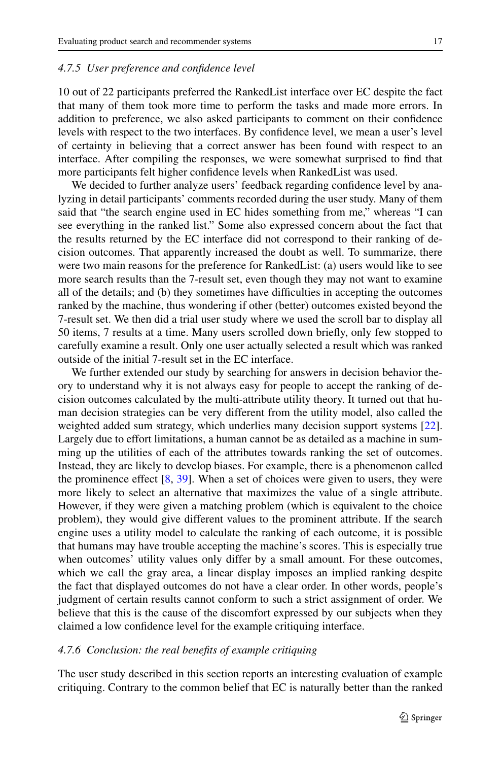#### 4.7.5 User preference and confidence level

10 out of 22 participants preferred the RankedList interface over EC despite the fact that many of them took more time to perform the tasks and made more errors. In addition to preference, we also asked participants to comment on their confidence levels with respect to the two interfaces. By confidence level, we mean a user's level of certainty in believing that a correct answer has been found with respect to an interface. After compiling the responses, we were somewhat surprised to find that more participants felt higher confidence levels when RankedList was used.

We decided to further analyze users' feedback regarding confidence level by analyzing in detail participants' comments recorded during the user study. Many of them said that "the search engine used in EC hides something from me," whereas "I can see everything in the ranked list." Some also expressed concern about the fact that the results returned by the EC interface did not correspond to their ranking of decision outcomes. That apparently increased the doubt as well. To summarize, there were two main reasons for the preference for RankedList: (a) users would like to see more search results than the 7-result set, even though they may not want to examine all of the details; and (b) they sometimes have difficulties in accepting the outcomes ranked by the machine, thus wondering if other (better) outcomes existed beyond the 7-result set. We then did a trial user study where we used the scroll bar to display all 50 items, 7 results at a time. Many users scrolled down briefly, only few stopped to carefully examine a result. Only one user actually selected a result which was ranked outside of the initial 7-result set in the EC interface.

We further extended our study by searching for answers in decision behavior theory to understand why it is not always easy for people to accept the ranking of decision outcomes calculated by the multi-attribute utility theory. It turned out that human decision strategies can be very different from the utility model, also called the weighted added sum strategy, which underlies many decision support systems [22]. Largely due to effort limitations, a human cannot be as detailed as a machine in summing up the utilities of each of the attributes towards ranking the set of outcomes. Instead, they are likely to develop biases. For example, there is a phenomenon called the prominence effect [8, 39]. When a set of choices were given to users, they were more likely to select an alternative that maximizes the value of a single attribute. However, if they were given a matching problem (which is equivalent to the choice problem), they would give different values to the prominent attribute. If the search engine uses a utility model to calculate the ranking of each outcome, it is possible that humans may have trouble accepting the machine's scores. This is especially true when outcomes' utility values only differ by a small amount. For these outcomes, which we call the gray area, a linear display imposes an implied ranking despite the fact that displayed outcomes do not have a clear order. In other words, people's judgment of certain results cannot conform to such a strict assignment of order. We believe that this is the cause of the discomfort expressed by our subjects when they claimed a low confidence level for the example critiquing interface.

#### 4.7.6 Conclusion: the real benefits of example critiquing

The user study described in this section reports an interesting evaluation of example critiquing. Contrary to the common belief that EC is naturally better than the ranked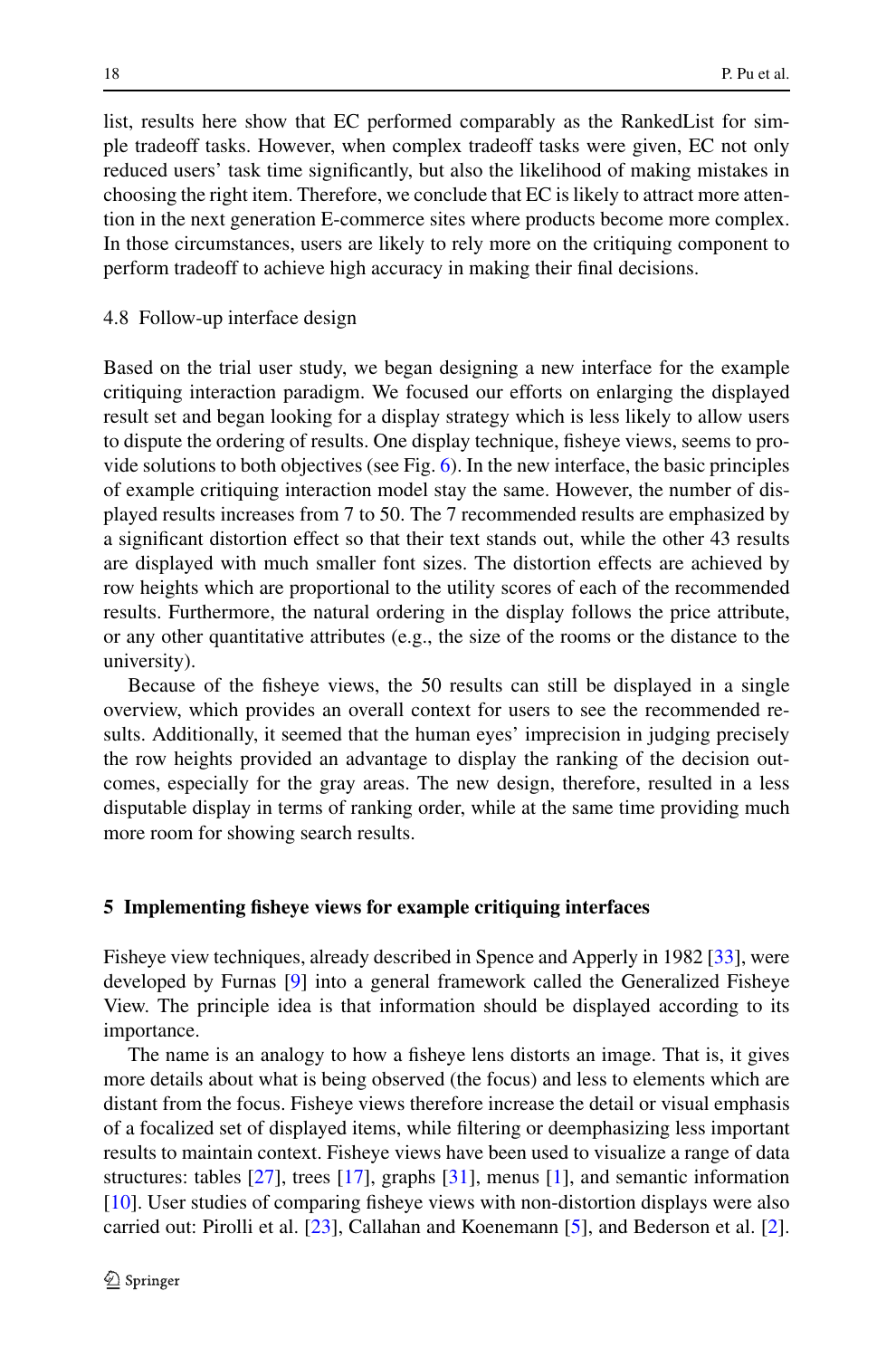list, results here show that EC performed comparably as the RankedList for simple tradeoff tasks. However, when complex tradeoff tasks were given, EC not only reduced users' task time significantly, but also the likelihood of making mistakes in choosing the right item. Therefore, we conclude that EC is likely to attract more attention in the next generation E-commerce sites where products become more complex. In those circumstances, users are likely to rely more on the critiquing component to perform tradeoff to achieve high accuracy in making their final decisions.

### 4.8 Follow-up interface design

Based on the trial user study, we began designing a new interface for the example critiquing interaction paradigm. We focused our efforts on enlarging the displayed result set and began looking for a display strategy which is less likely to allow users to dispute the ordering of results. One display technique, fisheye views, seems to provide solutions to both objectives (see Fig. 6). In the new interface, the basic principles of example critiquing interaction model stay the same. However, the number of displayed results increases from 7 to 50. The 7 recommended results are emphasized by a significant distortion effect so that their text stands out, while the other 43 results are displayed with much smaller font sizes. The distortion effects are achieved by row heights which are proportional to the utility scores of each of the recommended results. Furthermore, the natural ordering in the display follows the price attribute, or any other quantitative attributes (e.g., the size of the rooms or the distance to the university).

Because of the fisheye views, the 50 results can still be displayed in a single overview, which provides an overall context for users to see the recommended results. Additionally, it seemed that the human eyes' imprecision in judging precisely the row heights provided an advantage to display the ranking of the decision outcomes, especially for the gray areas. The new design, therefore, resulted in a less disputable display in terms of ranking order, while at the same time providing much more room for showing search results.

## 5 Implementing fisheye views for example critiquing interfaces

Fisheye view techniques, already described in Spence and Apperly in 1982 [33], were developed by Furnas [9] into a general framework called the Generalized Fisheye View. The principle idea is that information should be displayed according to its importance.

The name is an analogy to how a fisheye lens distorts an image. That is, it gives more details about what is being observed (the focus) and less to elements which are distant from the focus. Fisheye views therefore increase the detail or visual emphasis of a focalized set of displayed items, while filtering or deemphasizing less important results to maintain context. Fisheye views have been used to visualize a range of data structures: tables [27], trees [17], graphs [31], menus [1], and semantic information [10]. User studies of comparing fisheye views with non-distortion displays were also carried out: Pirolli et al. [23], Callahan and Koenemann [5], and Bederson et al. [2].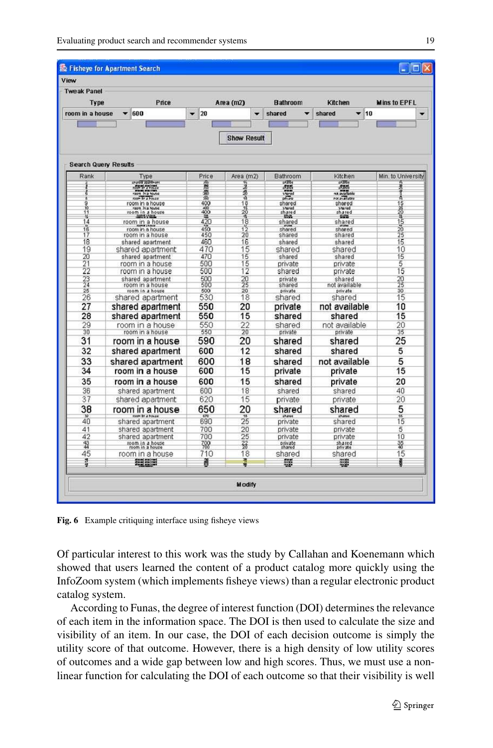Fig. 6 Example critiquing interface using fisheye views

Of particular interest to this work was the study by Callahan and Koenemann which showed that users learned the content of a product catalog more quickly using the InfoZoom system (which implements fisheye views) than a regular electronic product catalog system.

According to Funas, the degree of interest function (DOI) determines the relevance of each item in the information space. The DOI is then used to calculate the size and visibility of an item. In our case, the DOI of each decision outcome is simply the utility score of that outcome. However, there is a high density of low utility scores of outcomes and a wide gap between low and high scores. Thus, we must use a non-linear function for calculating the DOI of each outcome so that their visibility is well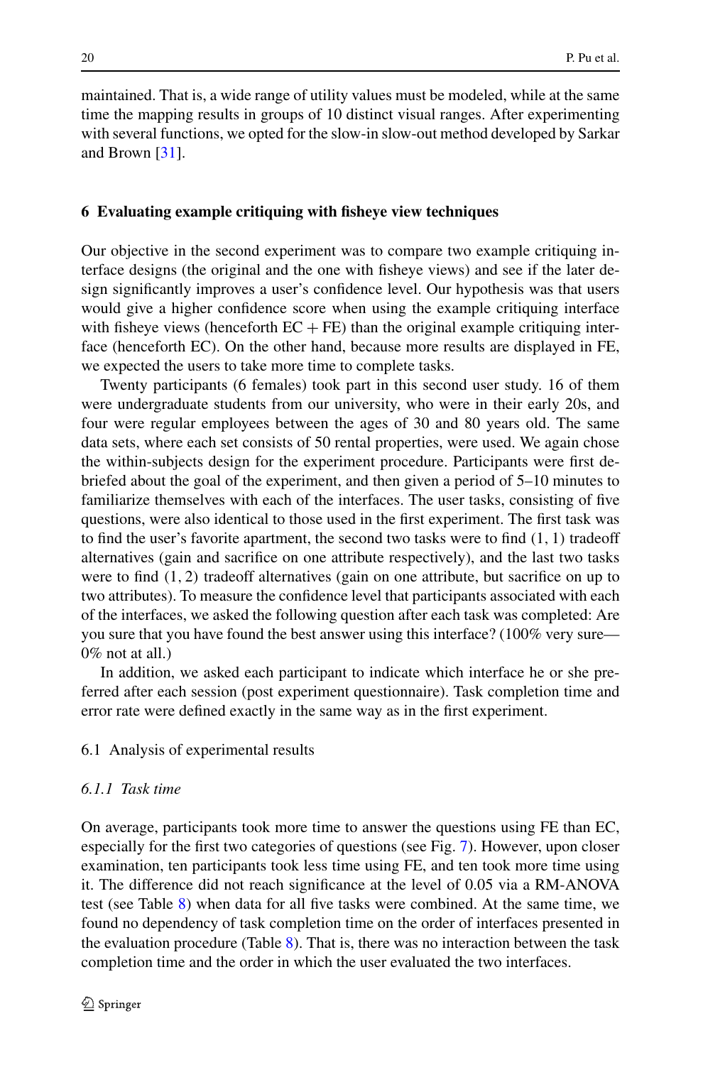maintained. That is, a wide range of utility values must be modeled, while at the same time the mapping results in groups of 10 distinct visual ranges. After experimenting with several functions, we opted for the slow-in slow-out method developed by Sarkar and Brown [31].

## 6 Evaluating example critiquing with fisheye view techniques

Our objective in the second experiment was to compare two example critiquing interface designs (the original and the one with fisheye views) and see if the later design significantly improves a user's confidence level. Our hypothesis was that users would give a higher confidence score when using the example critiquing interface with fisheye views (henceforth EC + FE) than the original example critiquing interface (henceforth EC). On the other hand, because more results are displayed in FE, we expected the users to take more time to complete tasks.

Twenty participants (6 females) took part in this second user study. 16 of them were undergraduate students from our university, who were in their early 20s, and four were regular employees between the ages of 30 and 80 years old. The same data sets, where each set consists of 50 rental properties, were used. We again chose the within-subjects design for the experiment procedure. Participants were first debriefed about the goal of the experiment, and then given a period of 5–10 minutes to familiarize themselves with each of the interfaces. The user tasks, consisting of five questions, were also identical to those used in the first experiment. The first task was to find the user's favorite apartment, the second two tasks were to find (1, 1) tradeoff alternatives (gain and sacrifice on one attribute respectively), and the last two tasks were to find (1, 2) tradeoff alternatives (gain on one attribute, but sacrifice on up to two attributes). To measure the confidence level that participants associated with each of the interfaces, we asked the following question after each task was completed: Are you sure that you have found the best answer using this interface? (100% very sure—0% not at all.)

In addition, we asked each participant to indicate which interface he or she preferred after each session (post experiment questionnaire). Task completion time and error rate were defined exactly in the same way as in the first experiment.

### 6.1 Analysis of experimental results

#### *6.1.1 Task time*

On average, participants took more time to answer the questions using FE than EC, especially for the first two categories of questions (see Fig. 7). However, upon closer examination, ten participants took less time using FE, and ten took more time using it. The difference did not reach significance at the level of 0.05 via a RM-ANOVA test (see Table 8) when data for all five tasks were combined. At the same time, we found no dependency of task completion time on the order of interfaces presented in the evaluation procedure (Table 8). That is, there was no interaction between the task completion time and the order in which the user evaluated the two interfaces.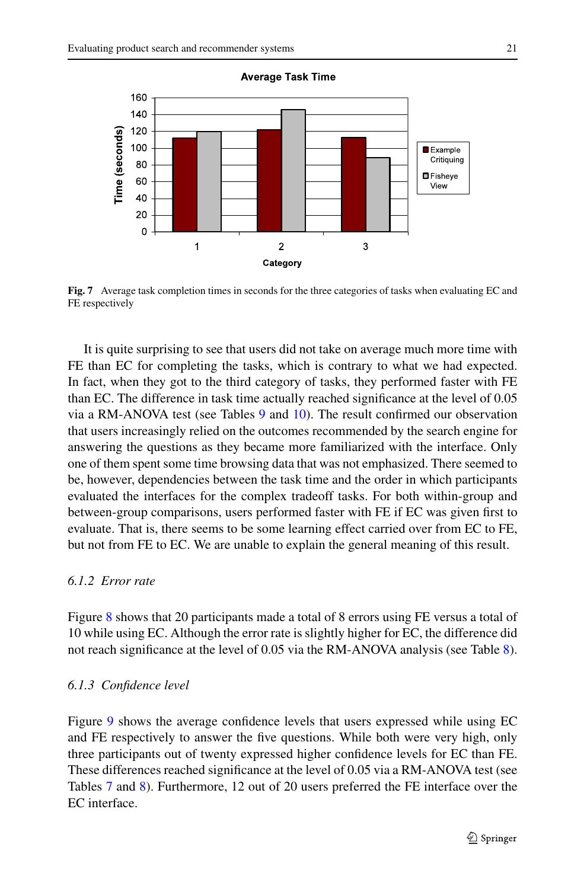Fig. 7 Average task completion times in seconds for the three categories of tasks when evaluating EC and FE respectively

It is quite surprising to see that users did not take on average much more time with FE than EC for completing the tasks, which is contrary to what we had expected. In fact, when they got to the third category of tasks, they performed faster with FE than EC. The difference in task time actually reached significance at the level of 0.05 via a RM-ANOVA test (see Tables 9 and 10). The result confirmed our observation that users increasingly relied on the outcomes recommended by the search engine for answering the questions as they became more familiarized with the interface. Only one of them spent some time browsing data that was not emphasized. There seemed to be, however, dependencies between the task time and the order in which participants evaluated the interfaces for the complex tradeoff tasks. For both within-group and between-group comparisons, users performed faster with FE if EC was given first to evaluate. That is, there seems to be some learning effect carried over from EC to FE, but not from FE to EC. We are unable to explain the general meaning of this result.

### 6.1.2 Error rate

Figure 8 shows that 20 participants made a total of 8 errors using FE versus a total of 10 while using EC. Although the error rate is slightly higher for EC, the difference did not reach significance at the level of 0.05 via the RM-ANOVA analysis (see Table 8).

### 6.1.3 Confidence level

Figure 9 shows the average confidence levels that users expressed while using EC and FE respectively to answer the five questions. While both were very high, only three participants out of twenty expressed higher confidence levels for EC than FE. These differences reached significance at the level of 0.05 via a RM-ANOVA test (see Tables 7 and 8). Furthermore, 12 out of 20 users preferred the FE interface over the EC interface.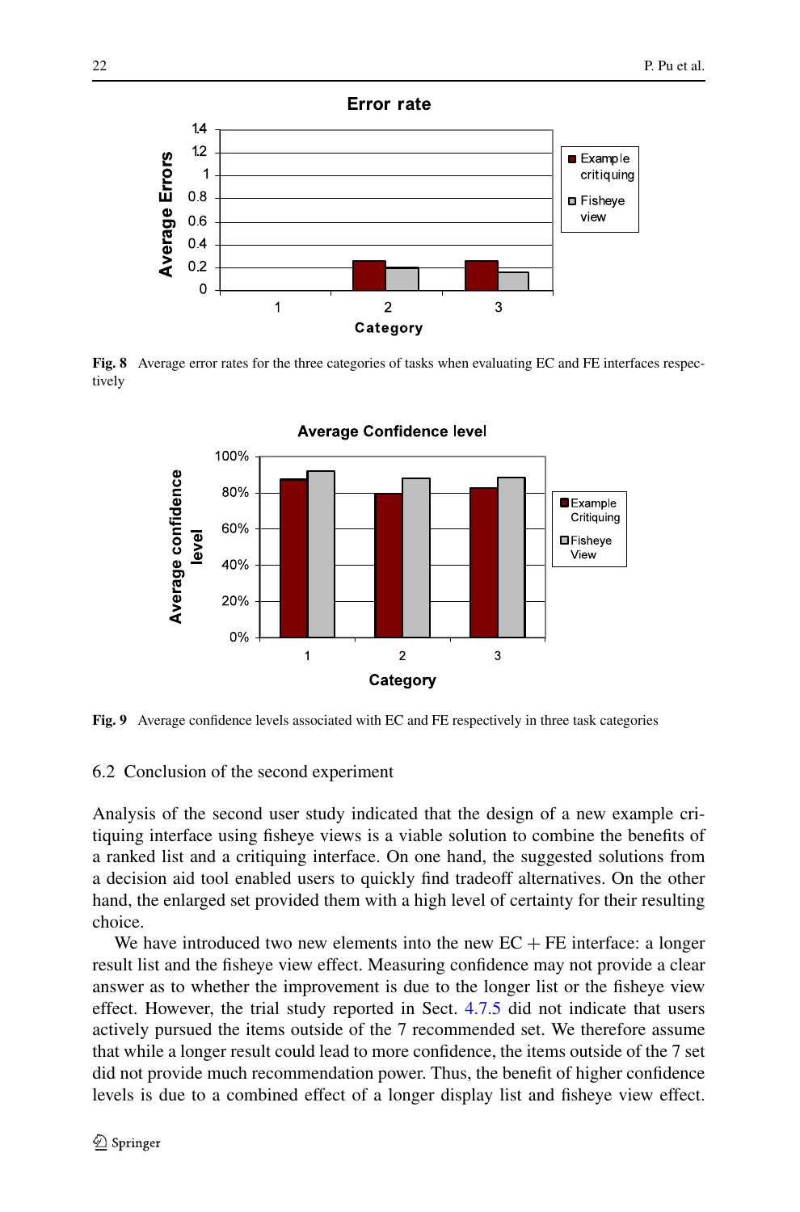Fig. 8 Average error rates for the three categories of tasks when evaluating EC and FE interfaces respectively

Fig. 9 Average confidence levels associated with EC and FE respectively in three task categories

## 6.2 Conclusion of the second experiment

Analysis of the second user study indicated that the design of a new example critiquing interface using fisheye views is a viable solution to combine the benefits of a ranked list and a critiquing interface. On one hand, the suggested solutions from a decision aid tool enabled users to quickly find tradeoff alternatives. On the other hand, the enlarged set provided them with a high level of certainty for their resulting choice.

We have introduced two new elements into the new EC + FE interface: a longer result list and the fisheye view effect. Measuring confidence may not provide a clear answer as to whether the improvement is due to the longer list or the fisheye view effect. However, the trial study reported in Sect. 4.7.5 did not indicate that users actively pursued the items outside of the 7 recommended set. We therefore assume that while a longer result could lead to more confidence, the items outside of the 7 set did not provide much recommendation power. Thus, the benefit of higher confidence levels is due to a combined effect of a longer display list and fisheye view effect.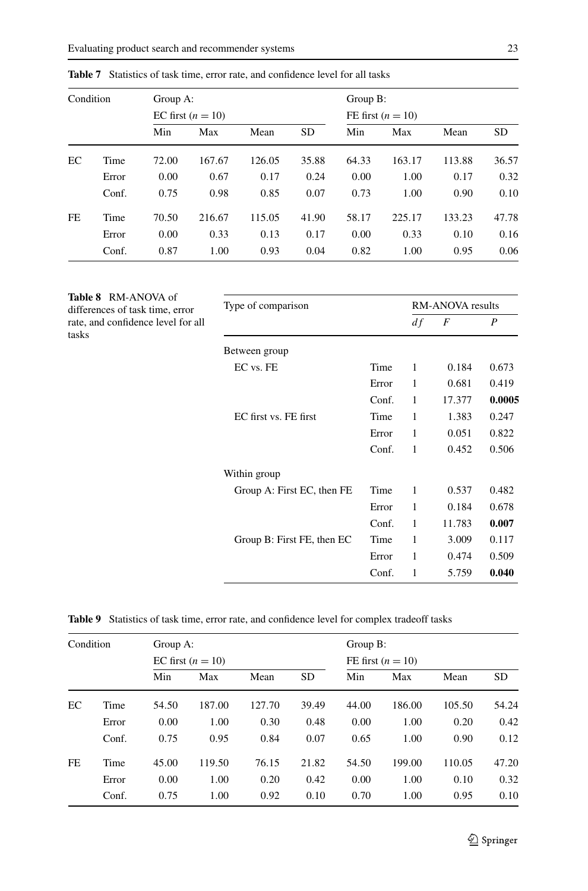**Table 7** Statistics of task time, error rate, and confidence level for all tasks

| Condition | | Group A: EC first ($n = 10$) | | | | Group B: FE first ($n = 10$) | | | |
|---|---|---|---|---|---|---|---|---|---|
| | | Min | Max | Mean | SD | Min | Max | Mean | SD |
| EC | Time | 72.00 | 167.67 | 126.05 | 35.88 | 64.33 | 163.17 | 113.88 | 36.57 |
| | Error | 0.00 | 0.67 | 0.17 | 0.24 | 0.00 | 1.00 | 0.17 | 0.32 |
| | Conf. | 0.75 | 0.98 | 0.85 | 0.07 | 0.73 | 1.00 | 0.90 | 0.10 |
| FE | Time | 70.50 | 216.67 | 115.05 | 41.90 | 58.17 | 225.17 | 133.23 | 47.78 |
| | Error | 0.00 | 0.33 | 0.13 | 0.17 | 0.00 | 0.33 | 0.10 | 0.16 |
| | Conf. | 0.87 | 1.00 | 0.93 | 0.04 | 0.82 | 1.00 | 0.95 | 0.06 |

**Table 8** RM-ANOVA of differences of task time, error rate, and confidence level for all tasks

| Type of comparison | | RM-ANOVA results | | |
|---|---|---|---|---|
| | | $df$ | $F$ | $P$ |
| Between group | | | | |
| EC vs. FE | Time | 1 | 0.184 | 0.673 |
| | Error | 1 | 0.681 | 0.419 |
| | Conf. | 1 | 17.377 | **0.0005** |
| EC first vs. FE first | Time | 1 | 1.383 | 0.247 |
| | Error | 1 | 0.051 | 0.822 |
| | Conf. | 1 | 0.452 | 0.506 |
| Within group | | | | |
| Group A: First EC, then FE | Time | 1 | 0.537 | 0.482 |
| | Error | 1 | 0.184 | 0.678 |
| | Conf. | 1 | 11.783 | **0.007** |
| Group B: First FE, then EC | Time | 1 | 3.009 | 0.117 |
| | Error | 1 | 0.474 | 0.509 |
| | Conf. | 1 | 5.759 | **0.040** |

**Table 9** Statistics of task time, error rate, and confidence level for complex tradeoff tasks

| Condition | | Group A: EC first ($n = 10$) | | | | Group B: FE first ($n = 10$) | | | |
|---|---|---|---|---|---|---|---|---|---|
| | | Min | Max | Mean | SD | Min | Max | Mean | SD |
| EC | Time | 54.50 | 187.00 | 127.70 | 39.49 | 44.00 | 186.00 | 105.50 | 54.24 |
| | Error | 0.00 | 1.00 | 0.30 | 0.48 | 0.00 | 1.00 | 0.20 | 0.42 |
| | Conf. | 0.75 | 0.95 | 0.84 | 0.07 | 0.65 | 1.00 | 0.90 | 0.12 |
| FE | Time | 45.00 | 119.50 | 76.15 | 21.82 | 54.50 | 199.00 | 110.05 | 47.20 |
| | Error | 0.00 | 1.00 | 0.20 | 0.42 | 0.00 | 1.00 | 0.10 | 0.32 |
| | Conf. | 0.75 | 1.00 | 0.92 | 0.10 | 0.70 | 1.00 | 0.95 | 0.10 |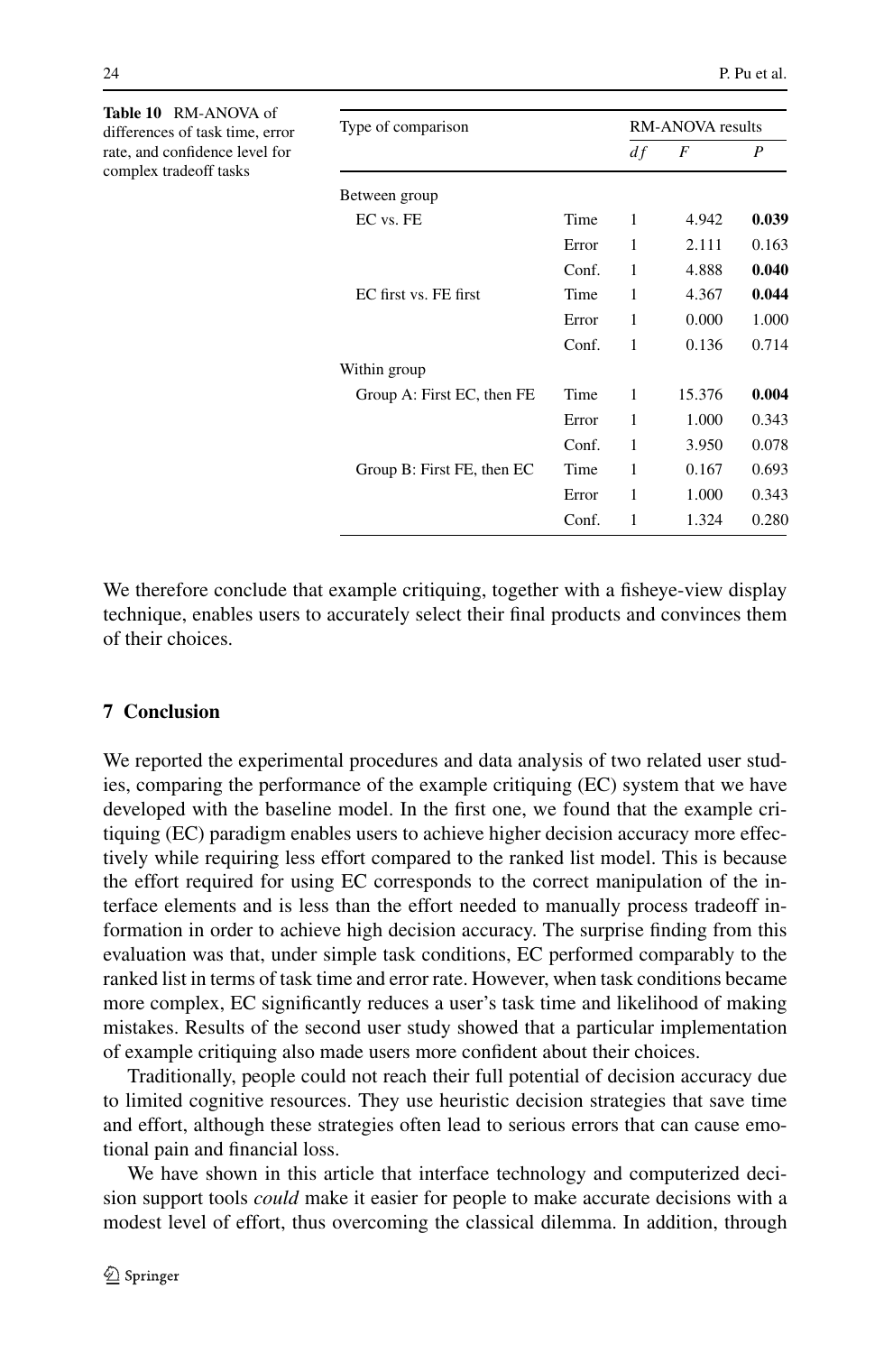**Table 10** RM-ANOVA of differences of task time, error rate, and confidence level for complex tradeoff tasks

| Type of comparison | | RM-ANOVA results | | |
|---|---|---|---|---|
| | | $df$ | $F$ | $P$ |
| Between group | | | | |
| EC vs. FE | Time | 1 | 4.942 | **0.039** |
| | Error | 1 | 2.111 | 0.163 |
| | Conf. | 1 | 4.888 | **0.040** |
| EC first vs. FE first | Time | 1 | 4.367 | **0.044** |
| | Error | 1 | 0.000 | 1.000 |
| | Conf. | 1 | 0.136 | 0.714 |
| Within group | | | | |
| Group A: First EC, then FE | Time | 1 | 15.376 | **0.004** |
| | Error | 1 | 1.000 | 0.343 |
| | Conf. | 1 | 3.950 | 0.078 |
| Group B: First FE, then EC | Time | 1 | 0.167 | 0.693 |
| | Error | 1 | 1.000 | 0.343 |
| | Conf. | 1 | 1.324 | 0.280 |

We therefore conclude that example critiquing, together with a fisheye-view display technique, enables users to accurately select their final products and convinces them of their choices.

## 7 Conclusion

We reported the experimental procedures and data analysis of two related user studies, comparing the performance of the example critiquing (EC) system that we have developed with the baseline model. In the first one, we found that the example critiquing (EC) paradigm enables users to achieve higher decision accuracy more effectively while requiring less effort compared to the ranked list model. This is because the effort required for using EC corresponds to the correct manipulation of the interface elements and is less than the effort needed to manually process tradeoff information in order to achieve high decision accuracy. The surprise finding from this evaluation was that, under simple task conditions, EC performed comparably to the ranked list in terms of task time and error rate. However, when task conditions became more complex, EC significantly reduces a user's task time and likelihood of making mistakes. Results of the second user study showed that a particular implementation of example critiquing also made users more confident about their choices.

Traditionally, people could not reach their full potential of decision accuracy due to limited cognitive resources. They use heuristic decision strategies that save time and effort, although these strategies often lead to serious errors that can cause emotional pain and financial loss.

We have shown in this article that interface technology and computerized decision support tools *could* make it easier for people to make accurate decisions with a modest level of effort, thus overcoming the classical dilemma. In addition, through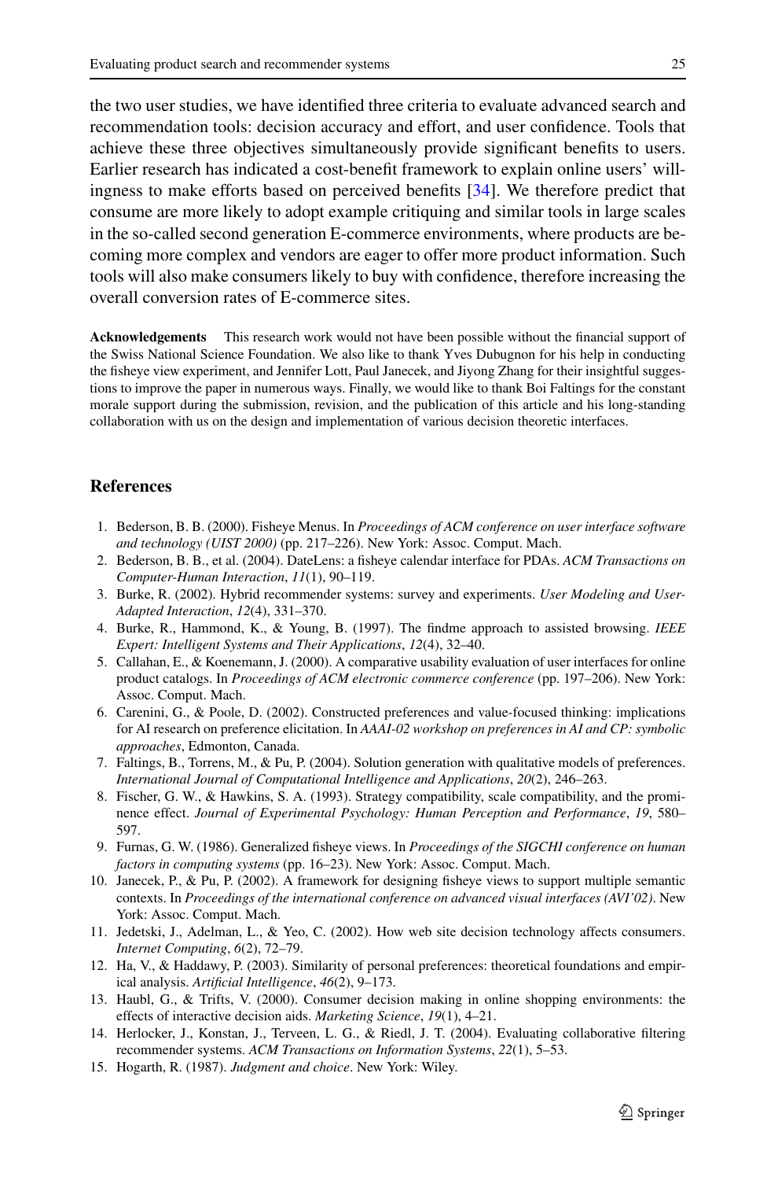the two user studies, we have identified three criteria to evaluate advanced search and recommendation tools: decision accuracy and effort, and user confidence. Tools that achieve these three objectives simultaneously provide significant benefits to users. Earlier research has indicated a cost-benefit framework to explain online users' willingness to make efforts based on perceived benefits [34]. We therefore predict that consume are more likely to adopt example critiquing and similar tools in large scales in the so-called second generation E-commerce environments, where products are becoming more complex and vendors are eager to offer more product information. Such tools will also make consumers likely to buy with confidence, therefore increasing the overall conversion rates of E-commerce sites.

**Acknowledgements** This research work would not have been possible without the financial support of the Swiss National Science Foundation. We also like to thank Yves Dubugnon for his help in conducting the fisheye view experiment, and Jennifer Lott, Paul Janecek, and Jiyong Zhang for their insightful suggestions to improve the paper in numerous ways. Finally, we would like to thank Boi Faltings for the constant morale support during the submission, revision, and the publication of this article and his long-standing collaboration with us on the design and implementation of various decision theoretic interfaces.

## References

1. Bederson, B. B. (2000). Fisheye Menus. In *Proceedings of ACM conference on user interface software and technology (UIST 2000)* (pp. 217–226). New York: Assoc. Comput. Mach.
2. Bederson, B. B., et al. (2004). DateLens: a fisheye calendar interface for PDAs. *ACM Transactions on Computer-Human Interaction*, *11*(1), 90–119.
3. Burke, R. (2002). Hybrid recommender systems: survey and experiments. *User Modeling and User-Adapted Interaction*, *12*(4), 331–370.
4. Burke, R., Hammond, K., & Young, B. (1997). The findme approach to assisted browsing. *IEEE Expert: Intelligent Systems and Their Applications*, *12*(4), 32–40.
5. Callahan, E., & Koenemann, J. (2000). A comparative usability evaluation of user interfaces for online product catalogs. In *Proceedings of ACM electronic commerce conference* (pp. 197–206). New York: Assoc. Comput. Mach.
6. Carenini, G., & Poole, D. (2002). Constructed preferences and value-focused thinking: implications for AI research on preference elicitation. In *AAAI-02 workshop on preferences in AI and CP: symbolic approaches*, Edmonton, Canada.
7. Faltings, B., Torrens, M., & Pu, P. (2004). Solution generation with qualitative models of preferences. *International Journal of Computational Intelligence and Applications*, *20*(2), 246–263.
8. Fischer, G. W., & Hawkins, S. A. (1993). Strategy compatibility, scale compatibility, and the prominence effect. *Journal of Experimental Psychology: Human Perception and Performance*, *19*, 580–597.
9. Furnas, G. W. (1986). Generalized fisheye views. In *Proceedings of the SIGCHI conference on human factors in computing systems* (pp. 16–23). New York: Assoc. Comput. Mach.
10. Janecek, P., & Pu, P. (2002). A framework for designing fisheye views to support multiple semantic contexts. In *Proceedings of the international conference on advanced visual interfaces (AVI'02)*. New York: Assoc. Comput. Mach.
11. Jedetski, J., Adelman, L., & Yeo, C. (2002). How web site decision technology affects consumers. *Internet Computing*, *6*(2), 72–79.
12. Ha, V., & Haddawy, P. (2003). Similarity of personal preferences: theoretical foundations and empirical analysis. *Artificial Intelligence*, *46*(2), 9–173.
13. Haubl, G., & Trifts, V. (2000). Consumer decision making in online shopping environments: the effects of interactive decision aids. *Marketing Science*, *19*(1), 4–21.
14. Herlocker, J., Konstan, J., Terveen, L. G., & Riedl, J. T. (2004). Evaluating collaborative filtering recommender systems. *ACM Transactions on Information Systems*, *22*(1), 5–53.
15. Hogarth, R. (1987). *Judgment and choice*. New York: Wiley.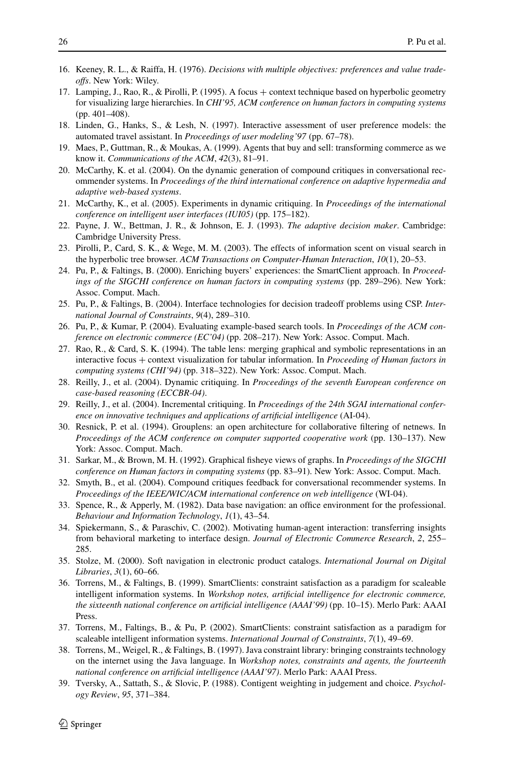16. Keeney, R. L., & Raiffa, H. (1976). *Decisions with multiple objectives: preferences and value tradeoffs*. New York: Wiley.
17. Lamping, J., Rao, R., & Pirolli, P. (1995). A focus + context technique based on hyperbolic geometry for visualizing large hierarchies. In *CHI'95, ACM conference on human factors in computing systems* (pp. 401–408).
18. Linden, G., Hanks, S., & Lesh, N. (1997). Interactive assessment of user preference models: the automated travel assistant. In *Proceedings of user modeling'97* (pp. 67–78).
19. Maes, P., Guttman, R., & Moukas, A. (1999). Agents that buy and sell: transforming commerce as we know it. *Communications of the ACM*, *42*(3), 81–91.
20. McCarthy, K. et al. (2004). On the dynamic generation of compound critiques in conversational recommender systems. In *Proceedings of the third international conference on adaptive hypermedia and adaptive web-based systems*.
21. McCarthy, K., et al. (2005). Experiments in dynamic critiquing. In *Proceedings of the international conference on intelligent user interfaces (IUI05)* (pp. 175–182).
22. Payne, J. W., Bettman, J. R., & Johnson, E. J. (1993). *The adaptive decision maker*. Cambridge: Cambridge University Press.
23. Pirolli, P., Card, S. K., & Wege, M. M. (2003). The effects of information scent on visual search in the hyperbolic tree browser. *ACM Transactions on Computer-Human Interaction*, *10*(1), 20–53.
24. Pu, P., & Faltings, B. (2000). Enriching buyers' experiences: the SmartClient approach. In *Proceedings of the SIGCHI conference on human factors in computing systems* (pp. 289–296). New York: Assoc. Comput. Mach.
25. Pu, P., & Faltings, B. (2004). Interface technologies for decision tradeoff problems using CSP. *International Journal of Constraints*, *9*(4), 289–310.
26. Pu, P., & Kumar, P. (2004). Evaluating example-based search tools. In *Proceedings of the ACM conference on electronic commerce (EC'04)* (pp. 208–217). New York: Assoc. Comput. Mach.
27. Rao, R., & Card, S. K. (1994). The table lens: merging graphical and symbolic representations in an interactive focus + context visualization for tabular information. In *Proceeding of Human factors in computing systems (CHI'94)* (pp. 318–322). New York: Assoc. Comput. Mach.
28. Reilly, J., et al. (2004). Dynamic critiquing. In *Proceedings of the seventh European conference on case-based reasoning (ECCBR-04)*.
29. Reilly, J., et al. (2004). Incremental critiquing. In *Proceedings of the 24th SGAI international conference on innovative techniques and applications of artificial intelligence* (AI-04).
30. Resnick, P. et al. (1994). Grouplens: an open architecture for collaborative filtering of netnews. In *Proceedings of the ACM conference on computer supported cooperative work* (pp. 130–137). New York: Assoc. Comput. Mach.
31. Sarkar, M., & Brown, M. H. (1992). Graphical fisheye views of graphs. In *Proceedings of the SIGCHI conference on Human factors in computing systems* (pp. 83–91). New York: Assoc. Comput. Mach.
32. Smyth, B., et al. (2004). Compound critiques feedback for conversational recommender systems. In *Proceedings of the IEEE/WIC/ACM international conference on web intelligence* (WI-04).
33. Spence, R., & Apperly, M. (1982). Data base navigation: an office environment for the professional. *Behaviour and Information Technology*, *1*(1), 43–54.
34. Spiekermann, S., & Paraschiv, C. (2002). Motivating human-agent interaction: transferring insights from behavioral marketing to interface design. *Journal of Electronic Commerce Research*, *2*, 255–285.
35. Stolze, M. (2000). Soft navigation in electronic product catalogs. *International Journal on Digital Libraries*, *3*(1), 60–66.
36. Torrens, M., & Faltings, B. (1999). SmartClients: constraint satisfaction as a paradigm for scaleable intelligent information systems. In *Workshop notes, artificial intelligence for electronic commerce, the sixteenth national conference on artificial intelligence (AAAI'99)* (pp. 10–15). Merlo Park: AAAI Press.
37. Torrens, M., Faltings, B., & Pu, P. (2002). SmartClients: constraint satisfaction as a paradigm for scaleable intelligent information systems. *International Journal of Constraints*, *7*(1), 49–69.
38. Torrens, M., Weigel, R., & Faltings, B. (1997). Java constraint library: bringing constraints technology on the internet using the Java language. In *Workshop notes, constraints and agents, the fourteenth national conference on artificial intelligence (AAAI'97)*. Merlo Park: AAAI Press.
39. Tversky, A., Sattath, S., & Slovic, P. (1988). Contigent weighting in judgement and choice. *Psychology Review*, *95*, 371–384.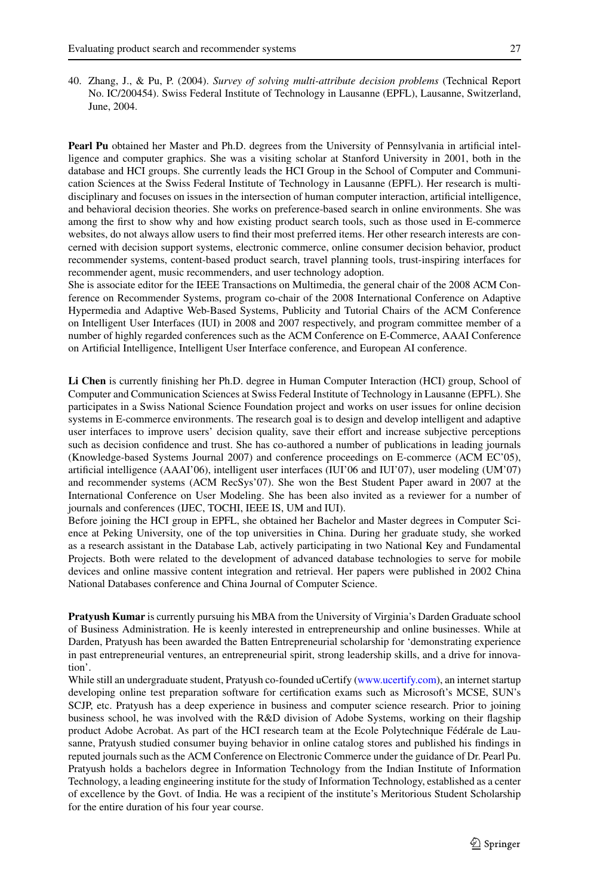40. Zhang, J., & Pu, P. (2004). *Survey of solving multi-attribute decision problems* (Technical Report No. IC/200454). Swiss Federal Institute of Technology in Lausanne (EPFL), Lausanne, Switzerland, June, 2004.

**Pearl Pu** obtained her Master and Ph.D. degrees from the University of Pennsylvania in artificial intelligence and computer graphics. She was a visiting scholar at Stanford University in 2001, both in the database and HCI groups. She currently leads the HCI Group in the School of Computer and Communication Sciences at the Swiss Federal Institute of Technology in Lausanne (EPFL). Her research is multidisciplinary and focuses on issues in the intersection of human computer interaction, artificial intelligence, and behavioral decision theories. She works on preference-based search in online environments. She was among the first to show why and how existing product search tools, such as those used in E-commerce websites, do not always allow users to find their most preferred items. Her other research interests are concerned with decision support systems, electronic commerce, online consumer decision behavior, product recommender systems, content-based product search, travel planning tools, trust-inspiring interfaces for recommender agent, music recommenders, and user technology adoption.
She is associate editor for the IEEE Transactions on Multimedia, the general chair of the 2008 ACM Conference on Recommender Systems, program co-chair of the 2008 International Conference on Adaptive Hypermedia and Adaptive Web-Based Systems, Publicity and Tutorial Chairs of the ACM Conference on Intelligent User Interfaces (IUI) in 2008 and 2007 respectively, and program committee member of a number of highly regarded conferences such as the ACM Conference on E-Commerce, AAAI Conference on Artificial Intelligence, Intelligent User Interface conference, and European AI conference.

**Li Chen** is currently finishing her Ph.D. degree in Human Computer Interaction (HCI) group, School of Computer and Communication Sciences at Swiss Federal Institute of Technology in Lausanne (EPFL). She participates in a Swiss National Science Foundation project and works on user issues for online decision systems in E-commerce environments. The research goal is to design and develop intelligent and adaptive user interfaces to improve users' decision quality, save their effort and increase subjective perceptions such as decision confidence and trust. She has co-authored a number of publications in leading journals (Knowledge-based Systems Journal 2007) and conference proceedings on E-commerce (ACM EC'05), artificial intelligence (AAAI'06), intelligent user interfaces (IUI'06 and IUI'07), user modeling (UM'07) and recommender systems (ACM RecSys'07). She won the Best Student Paper award in 2007 at the International Conference on User Modeling. She has been also invited as a reviewer for a number of journals and conferences (IJEC, TOCHI, IEEE IS, UM and IUI).
Before joining the HCI group in EPFL, she obtained her Bachelor and Master degrees in Computer Science at Peking University, one of the top universities in China. During her graduate study, she worked as a research assistant in the Database Lab, actively participating in two National Key and Fundamental Projects. Both were related to the development of advanced database technologies to serve for mobile devices and online massive content integration and retrieval. Her papers were published in 2002 China National Databases conference and China Journal of Computer Science.

**Pratyush Kumar** is currently pursuing his MBA from the University of Virginia's Darden Graduate school of Business Administration. He is keenly interested in entrepreneurship and online businesses. While at Darden, Pratyush has been awarded the Batten Entrepreneurial scholarship for 'demonstrating experience in past entrepreneurial ventures, an entrepreneurial spirit, strong leadership skills, and a drive for innovation'.
While still an undergraduate student, Pratyush co-founded uCertify (www.ucertify.com), an internet startup developing online test preparation software for certification exams such as Microsoft's MCSE, SUN's SCJP, etc. Pratyush has a deep experience in business and computer science research. Prior to joining business school, he was involved with the R&D division of Adobe Systems, working on their flagship product Adobe Acrobat. As part of the HCI research team at the Ecole Polytechnique Fédérale de Lausanne, Pratyush studied consumer buying behavior in online catalog stores and published his findings in reputed journals such as the ACM Conference on Electronic Commerce under the guidance of Dr. Pearl Pu. Pratyush holds a bachelors degree in Information Technology from the Indian Institute of Information Technology, a leading engineering institute for the study of Information Technology, established as a center of excellence by the Govt. of India. He was a recipient of the institute's Meritorious Student Scholarship for the entire duration of his four year course.